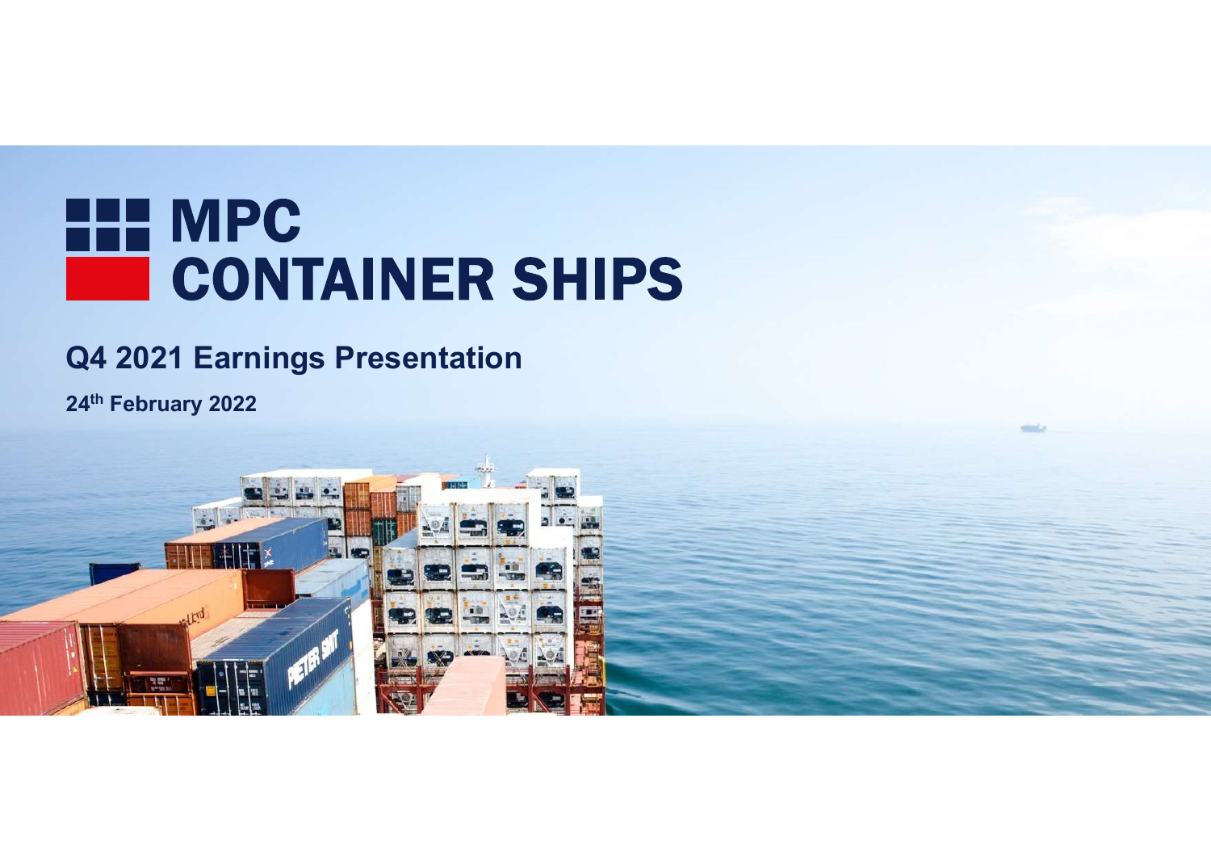# MPC CONTAINER SHIPS

## Q4 2021 Earnings Presentation

**24th February 2022**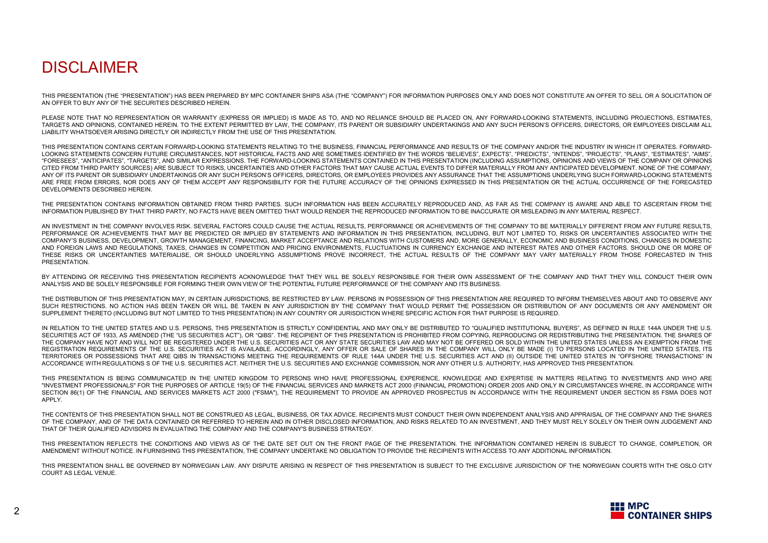# DISCLAIMER

THIS PRESENTATION (THE "PRESENTATION") HAS BEEN PREPARED BY MPC CONTAINER SHIPS ASA (THE "COMPANY") FOR INFORMATION PURPOSES ONLY AND DOES NOT CONSTITUTE AN OFFER TO SELL OR A SOLICITATION OF AN OFFER TO BUY ANY OF THE SECURITIES DESCRIBED HEREIN.

PLEASE NOTE THAT NO REPRESENTATION OR WARRANTY (EXPRESS OR IMPLIED) IS MADE AS TO, AND NO RELIANCE SHOULD BE PLACED ON, ANY FORWARD-LOOKING STATEMENTS, INCLUDING PROJECTIONS, ESTIMATES, TARGETS AND OPINIONS, CONTAINED HEREIN. TO THE EXTENT PERMITTED BY LAW, THE COMPANY, ITS PARENT OR SUBSIDIARY UNDERTAKINGS AND ANY SUCH PERSON'S OFFICERS, DIRECTORS, OR EMPLOYEES DISCLAIM ALL LIABILITY WHATSOEVER ARISING DIRECTLY OR INDIRECTLY FROM THE USE OF THIS PRESENTATION.

THIS PRESENTATION CONTAINS CERTAIN FORWARD-LOOKING STATEMENTS RELATING TO THE BUSINESS, FINANCIAL PERFORMANCE AND RESULTS OF THE COMPANY AND/OR THE INDUSTRY IN WHICH IT OPERATES. FORWARD-LOOKING STATEMENTS CONCERN FUTURE CIRCUMSTANCES, NOT HISTORICAL FACTS AND ARE SOMETIMES IDENTIFIED BY THE WORDS "BELIEVES", EXPECTS", "PREDICTS", "INTENDS", "PROJECTS", "PLANS", "ESTIMATES", "AIMS", "FORESEES", "ANTICIPATES", "TARGETS", AND SIMILAR EXPRESSIONS. THE FORWARD-LOOKING STATEMENTS CONTAINED IN THIS PRESENTATION (INCLUDING ASSUMPTIONS, OPINIONS AND VIEWS OF THE COMPANY OR OPINIONS CITED FROM THIRD PARTY SOURCES) ARE SUBJECT TO RISKS, UNCERTAINTIES AND OTHER FACTORS THAT MAY CAUSE ACTUAL EVENTS TO DIFFER MATERIALLY FROM ANY ANTICIPATED DEVELOPMENT. NONE OF THE COMPANY, ANY OF ITS PARENT OR SUBSIDIARY UNDERTAKINGS OR ANY SUCH PERSON'S OFFICERS, DIRECTORS, OR EMPLOYEES PROVIDES ANY ASSURANCE THAT THE ASSUMPTIONS UNDERLYING SUCH FORWARD-LOOKING STATEMENTS ARE FREE FROM ERRORS, NOR DOES ANY OF THEM ACCEPT ANY RESPONSIBILITY FOR THE FUTURE ACCURACY OF THE OPINIONS EXPRESSED IN THIS PRESENTATION OR THE ACTUAL OCCURRENCE OF THE FORECASTED DEVELOPMENTS DESCRIBED HEREIN.

THE PRESENTATION CONTAINS INFORMATION OBTAINED FROM THIRD PARTIES. SUCH INFORMATION HAS BEEN ACCURATELY REPRODUCED AND, AS FAR AS THE COMPANY IS AWARE AND ABLE TO ASCERTAIN FROM THE INFORMATION PUBLISHED BY THAT THIRD PARTY, NO FACTS HAVE BEEN OMITTED THAT WOULD RENDER THE REPRODUCED INFORMATION TO BE INACCURATE OR MISLEADING IN ANY MATERIAL RESPECT.

AN INVESTMENT IN THE COMPANY INVOLVES RISK. SEVERAL FACTORS COULD CAUSE THE ACTUAL RESULTS, PERFORMANCE OR ACHIEVEMENTS OF THE COMPANY TO BE MATERIALLY DIFFERENT FROM ANY FUTURE RESULTS, PERFORMANCE OR ACHIEVEMENTS THAT MAY BE PREDICTED OR IMPLIED BY STATEMENTS AND INFORMATION IN THIS PRESENTATION, INCLUDING, BUT NOT LIMITED TO, RISKS OR UNCERTAINTIES ASSOCIATED WITH THE COMPANY'S BUSINESS, DEVELOPMENT, GROWTH MANAGEMENT, FINANCING, MARKET ACCEPTANCE AND RELATIONS WITH CUSTOMERS AND, MORE GENERALLY, ECONOMIC AND BUSINESS CONDITIONS, CHANGES IN DOMESTIC AND FOREIGN LAWS AND REGULATIONS, TAXES, CHANGES IN COMPETITION AND PRICING ENVIRONMENTS, FLUCTUATIONS IN CURRENCY EXCHANGE AND INTEREST RATES AND OTHER FACTORS. SHOULD ONE OR MORE OF THESE RISKS OR UNCERTAINTIES MATERIALISE, OR SHOULD UNDERLYING ASSUMPTIONS PROVE INCORRECT, THE ACTUAL RESULTS OF THE COMPANY MAY VARY MATERIALLY FROM THOSE FORECASTED IN THIS PRESENTATION.

BY ATTENDING OR RECEIVING THIS PRESENTATION RECIPIENTS ACKNOWLEDGE THAT THEY WILL BE SOLELY RESPONSIBLE FOR THEIR OWN ASSESSMENT OF THE COMPANY AND THAT THEY WILL CONDUCT THEIR OWN ANALYSIS AND BE SOLELY RESPONSIBLE FOR FORMING THEIR OWN VIEW OF THE POTENTIAL FUTURE PERFORMANCE OF THE COMPANY AND ITS BUSINESS.

THE DISTRIBUTION OF THIS PRESENTATION MAY, IN CERTAIN JURISDICTIONS, BE RESTRICTED BY LAW. PERSONS IN POSSESSION OF THIS PRESENTATION ARE REQUIRED TO INFORM THEMSELVES ABOUT AND TO OBSERVE ANY SUCH RESTRICTIONS. NO ACTION HAS BEEN TAKEN OR WILL BE TAKEN IN ANY JURISDICTION BY THE COMPANY THAT WOULD PERMIT THE POSSESSION OR DISTRIBUTION OF ANY DOCUMENTS OR ANY AMENDMENT OR SUPPLEMENT THERETO (INCLUDING BUT NOT LIMITED TO THIS PRESENTATION) IN ANY COUNTRY OR JURISDICTION WHERE SPECIFIC ACTION FOR THAT PURPOSE IS REQUIRED.

IN RELATION TO THE UNITED STATES AND U.S. PERSONS, THIS PRESENTATION IS STRICTLY CONFIDENTIAL AND MAY ONLY BE DISTRIBUTED TO "QUALIFIED INSTITUTIONAL BUYERS", AS DEFINED IN RULE 144A UNDER THE U.S. SECURITIES ACT OF 1933, AS AMENDED (THE "US SECURITIES ACT"), OR "QIBS". THE RECIPIENT OF THIS PRESENTATION IS PROHIBITED FROM COPYING, REPRODUCING OR REDISTRIBUTING THE PRESENTATION. THE SHARES OF THE COMPANY HAVE NOT AND WILL NOT BE REGISTERED UNDER THE U.S. SECURITIES ACT OR ANY STATE SECURITIES LAW AND MAY NOT BE OFFERED OR SOLD WITHIN THE UNITED STATES UNLESS AN EXEMPTION FROM THE REGISTRATION REQUIREMENTS OF THE U.S. SECURITIES ACT IS AVAILABLE. ACCORDINGLY, ANY OFFER OR SALE OF SHARES IN THE COMPANY WILL ONLY BE MADE (I) TO PERSONS LOCATED IN THE UNITED STATES, ITS TERRITORIES OR POSSESSIONS THAT ARE QIBS IN TRANSACTIONS MEETING THE REQUIREMENTS OF RULE 144A UNDER THE U.S. SECURITIES ACT AND (II) OUTSIDE THE UNITED STATES IN "OFFSHORE TRANSACTIONS" IN ACCORDANCE WITH REGULATIONS S OF THE U.S. SECURITIES ACT. NEITHER THE U.S. SECURITIES AND EXCHANGE COMMISSION, NOR ANY OTHER U.S. AUTHORITY, HAS APPROVED THIS PRESENTATION.

THIS PRESENTATION IS BEING COMMUNICATED IN THE UNITED KINGDOM TO PERSONS WHO HAVE PROFESSIONAL EXPERIENCE, KNOWLEDGE AND EXPERTISE IN MATTERS RELATING TO INVESTMENTS AND WHO ARE "INVESTMENT PROFESSIONALS" FOR THE PURPOSES OF ARTICLE 19(5) OF THE FINANCIAL SERVICES AND MARKETS ACT 2000 (FINANCIAL PROMOTION) ORDER 2005 AND ONLY IN CIRCUMSTANCES WHERE, IN ACCORDANCE WITH SECTION 86(1) OF THE FINANCIAL AND SERVICES MARKETS ACT 2000 ("FSMA"), THE REQUIREMENT TO PROVIDE AN APPROVED PROSPECTUS IN ACCORDANCE WITH THE REQUIREMENT UNDER SECTION 85 FSMA DOES NOT APPLY.

THE CONTENTS OF THIS PRESENTATION SHALL NOT BE CONSTRUED AS LEGAL, BUSINESS, OR TAX ADVICE. RECIPIENTS MUST CONDUCT THEIR OWN INDEPENDENT ANALYSIS AND APPRAISAL OF THE COMPANY AND THE SHARES OF THE COMPANY, AND OF THE DATA CONTAINED OR REFERRED TO HEREIN AND IN OTHER DISCLOSED INFORMATION, AND RISKS RELATED TO AN INVESTMENT, AND THEY MUST RELY SOLELY ON THEIR OWN JUDGEMENT AND THAT OF THEIR QUALIFIED ADVISORS IN EVALUATING THE COMPANY AND THE COMPANY'S BUSINESS STRATEGY.

THIS PRESENTATION REFLECTS THE CONDITIONS AND VIEWS AS OF THE DATE SET OUT ON THE FRONT PAGE OF THE PRESENTATION. THE INFORMATION CONTAINED HEREIN IS SUBJECT TO CHANGE, COMPLETION, OR AMENDMENT WITHOUT NOTICE. IN FURNISHING THIS PRESENTATION, THE COMPANY UNDERTAKE NO OBLIGATION TO PROVIDE THE RECIPIENTS WITH ACCESS TO ANY ADDITIONAL INFORMATION.

THIS PRESENTATION SHALL BE GOVERNED BY NORWEGIAN LAW. ANY DISPUTE ARISING IN RESPECT OF THIS PRESENTATION IS SUBJECT TO THE EXCLUSIVE JURISDICTION OF THE NORWEGIAN COURTS WITH THE OSLO CITY COURT AS LEGAL VENUE.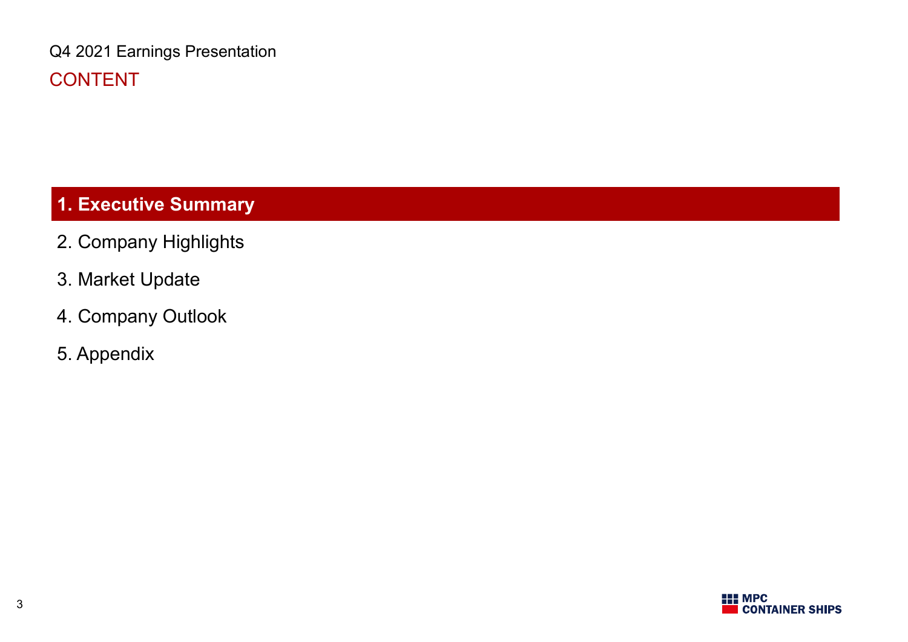Q4 2021 Earnings Presentation

## CONTENT

1. **Executive Summary**
2. Company Highlights
3. Market Update
4. Company Outlook
5. Appendix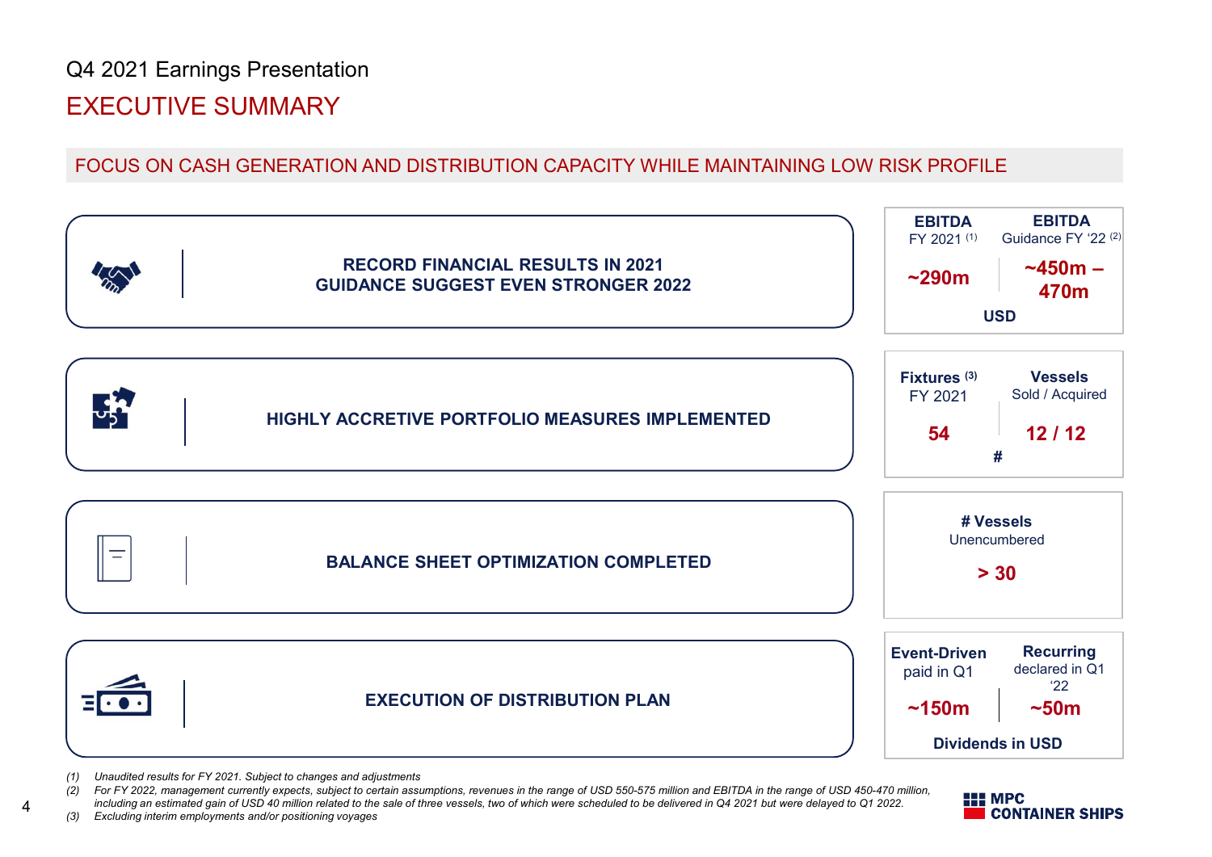Q4 2021 Earnings Presentation

# EXECUTIVE SUMMARY

## FOCUS ON CASH GENERATION AND DISTRIBUTION CAPACITY WHILE MAINTAINING LOW RISK PROFILE

**RECORD FINANCIAL RESULTS IN 2021**
**GUIDANCE SUGGEST EVEN STRONGER 2022**

| **EBITDA** FY 2021 [(1)] | **EBITDA** Guidance FY '22 [(2)] |
|---|---|
| **~290m** | **~450m – 470m** |

**USD**

**HIGHLY ACCRETIVE PORTFOLIO MEASURES IMPLEMENTED**

| **Fixtures** [(3)] FY 2021 | **Vessels** Sold / Acquired |
|---|---|
| **54** | **12 / 12** |

**#**

**BALANCE SHEET OPTIMIZATION COMPLETED**

**# Vessels** Unencumbered

**> 30**

**EXECUTION OF DISTRIBUTION PLAN**

| **Event-Driven** paid in Q1 | **Recurring** declared in Q1 '22 |
|---|---|
| **~150m** | **~50m** |

**Dividends in USD**

*(1) Unaudited results for FY 2021. Subject to changes and adjustments*
*(2) For FY 2022, management currently expects, subject to certain assumptions, revenues in the range of USD 550-575 million and EBITDA in the range of USD 450-470 million, including an estimated gain of USD 40 million related to the sale of three vessels, two of which were scheduled to be delivered in Q4 2021 but were delayed to Q1 2022.*
*(3) Excluding interim employments and/or positioning voyages*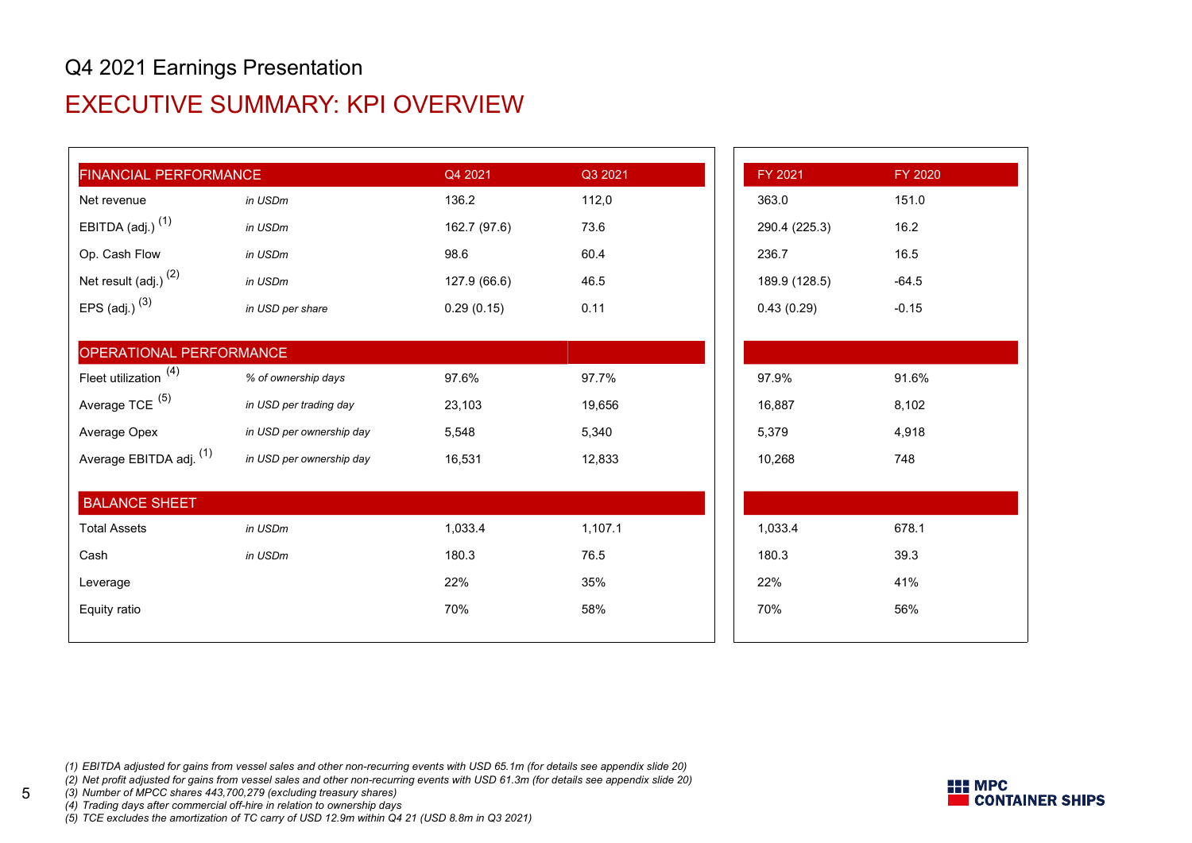Q4 2021 Earnings Presentation

# EXECUTIVE SUMMARY: KPI OVERVIEW

| FINANCIAL PERFORMANCE | | Q4 2021 | Q3 2021 | FY 2021 | FY 2020 |
|---|---|---|---|---|---|
| Net revenue | *in USDm* | 136.2 | 112,0 | 363.0 | 151.0 |
| EBITDA (adj.) (1) | *in USDm* | 162.7 (97.6) | 73.6 | 290.4 (225.3) | 16.2 |
| Op. Cash Flow | *in USDm* | 98.6 | 60.4 | 236.7 | 16.5 |
| Net result (adj.) (2) | *in USDm* | 127.9 (66.6) | 46.5 | 189.9 (128.5) | -64.5 |
| EPS (adj.) (3) | *in USD per share* | 0.29 (0.15) | 0.11 | 0.43 (0.29) | -0.15 |
| **OPERATIONAL PERFORMANCE** | | | | | |
| Fleet utilization (4) | *% of ownership days* | 97.6% | 97.7% | 97.9% | 91.6% |
| Average TCE (5) | *in USD per trading day* | 23,103 | 19,656 | 16,887 | 8,102 |
| Average Opex | *in USD per ownership day* | 5,548 | 5,340 | 5,379 | 4,918 |
| Average EBITDA adj. (1) | *in USD per ownership day* | 16,531 | 12,833 | 10,268 | 748 |
| **BALANCE SHEET** | | | | | |
| Total Assets | *in USDm* | 1,033.4 | 1,107.1 | 1,033.4 | 678.1 |
| Cash | *in USDm* | 180.3 | 76.5 | 180.3 | 39.3 |
| Leverage | | 22% | 35% | 22% | 41% |
| Equity ratio | | 70% | 58% | 70% | 56% |

*(1) EBITDA adjusted for gains from vessel sales and other non-recurring events with USD 65.1m (for details see appendix slide 20)*
*(2) Net profit adjusted for gains from vessel sales and other non-recurring events with USD 61.3m (for details see appendix slide 20)*
*(3) Number of MPCC shares 443,700,279 (excluding treasury shares)*
*(4) Trading days after commercial off-hire in relation to ownership days*
*(5) TCE excludes the amortization of TC carry of USD 12.9m within Q4 21 (USD 8.8m in Q3 2021)*

MPC CONTAINER SHIPS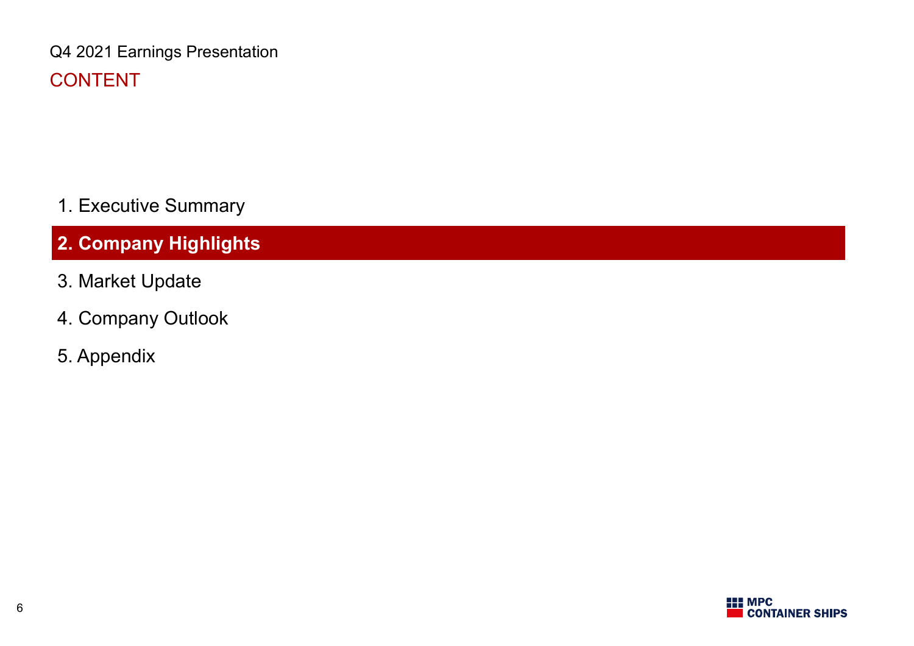Q4 2021 Earnings Presentation

## CONTENT

1. Executive Summary
2. **Company Highlights**
3. Market Update
4. Company Outlook
5. Appendix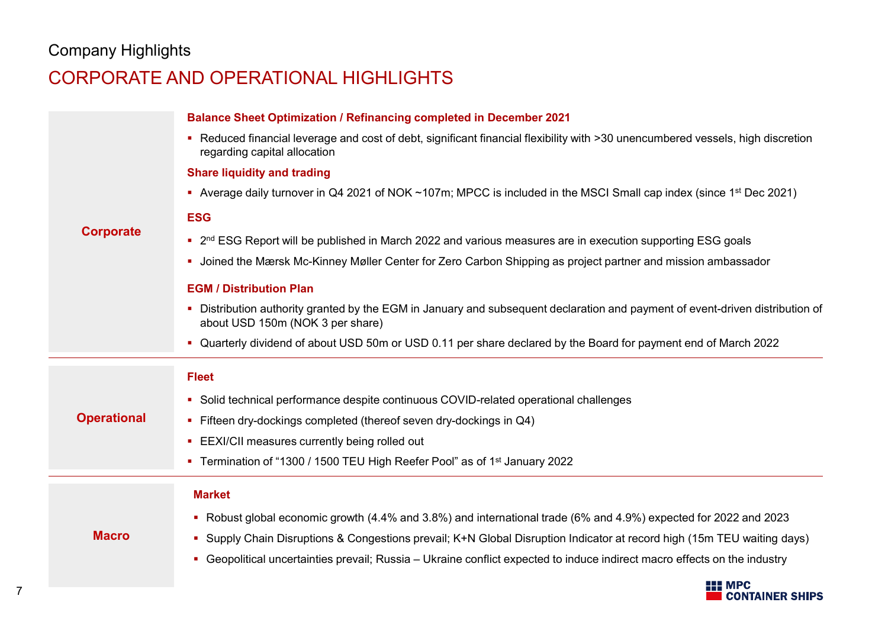Company Highlights

# CORPORATE AND OPERATIONAL HIGHLIGHTS

## Corporate

**Balance Sheet Optimization / Refinancing completed in December 2021**

- Reduced financial leverage and cost of debt, significant financial flexibility with >30 unencumbered vessels, high discretion regarding capital allocation

**Share liquidity and trading**

- Average daily turnover in Q4 2021 of NOK ~107m; MPCC is included in the MSCI Small cap index (since 1st Dec 2021)

**ESG**

- 2nd ESG Report will be published in March 2022 and various measures are in execution supporting ESG goals
- Joined the Mærsk Mc-Kinney Møller Center for Zero Carbon Shipping as project partner and mission ambassador

**EGM / Distribution Plan**

- Distribution authority granted by the EGM in January and subsequent declaration and payment of event-driven distribution of about USD 150m (NOK 3 per share)
- Quarterly dividend of about USD 50m or USD 0.11 per share declared by the Board for payment end of March 2022

## Operational

**Fleet**

- Solid technical performance despite continuous COVID-related operational challenges
- Fifteen dry-dockings completed (thereof seven dry-dockings in Q4)
- EEXI/CII measures currently being rolled out
- Termination of "1300 / 1500 TEU High Reefer Pool" as of 1st January 2022

## Macro

**Market**

- Robust global economic growth (4.4% and 3.8%) and international trade (6% and 4.9%) expected for 2022 and 2023
- Supply Chain Disruptions & Congestions prevail; K+N Global Disruption Indicator at record high (15m TEU waiting days)
- Geopolitical uncertainties prevail; Russia – Ukraine conflict expected to induce indirect macro effects on the industry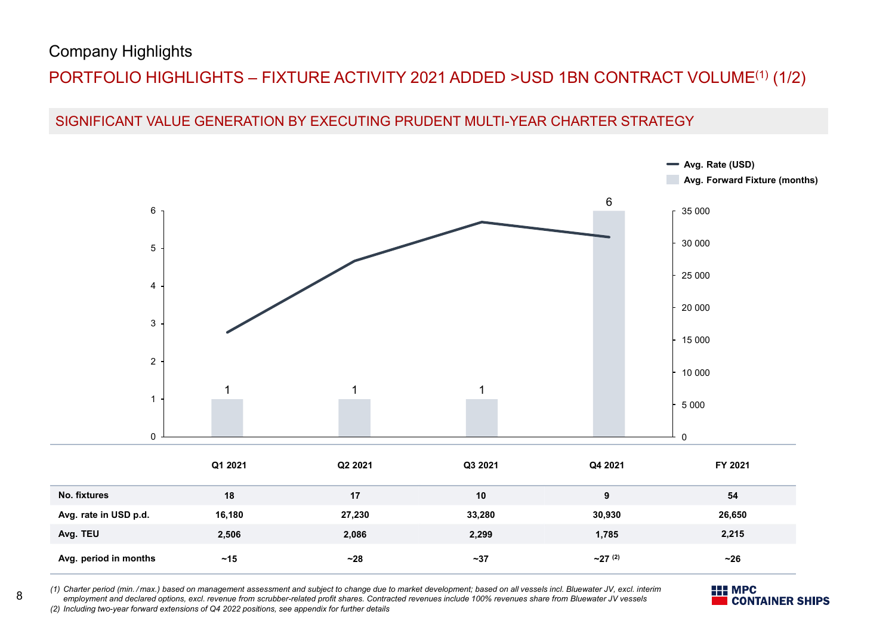Company Highlights

# PORTFOLIO HIGHLIGHTS – FIXTURE ACTIVITY 2021 ADDED >USD 1BN CONTRACT VOLUME[(1)] (1/2)

## SIGNIFICANT VALUE GENERATION BY EXECUTING PRUDENT MULTI-YEAR CHARTER STRATEGY

Avg. Rate (USD)
Avg. Forward Fixture (months)

| | Q1 2021 | Q2 2021 | Q3 2021 | Q4 2021 | FY 2021 |
|---|---|---|---|---|---|
| Avg. Forward Fixture (months) | 1 | 1 | 1 | 6 | |
| No. fixtures | 18 | 17 | 10 | 9 | 54 |
| Avg. rate in USD p.d. | 16,180 | 27,230 | 33,280 | 30,930 | 26,650 |
| Avg. TEU | 2,506 | 2,086 | 2,299 | 1,785 | 2,215 |
| Avg. period in months | ~15 | ~28 | ~37 | ~27 [(2)] | ~26 |

*(1) Charter period (min. / max.) based on management assessment and subject to change due to market development; based on all vessels incl. Bluewater JV, excl. interim employment and declared options, excl. revenue from scrubber-related profit shares. Contracted revenues include 100% revenues share from Bluewater JV vessels*

*(2) Including two-year forward extensions of Q4 2022 positions, see appendix for further details*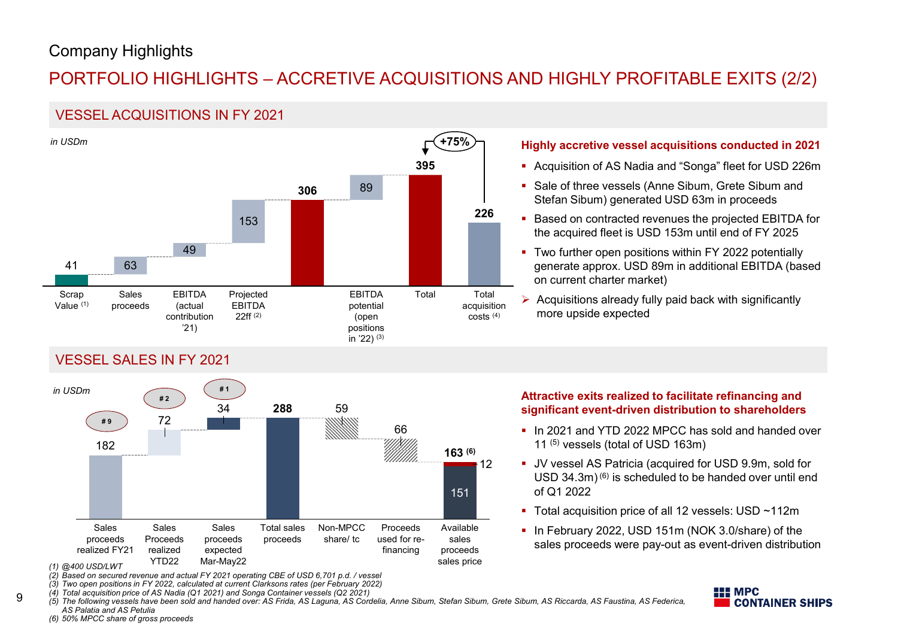Company Highlights

# PORTFOLIO HIGHLIGHTS – ACCRETIVE ACQUISITIONS AND HIGHLY PROFITABLE EXITS (2/2)

## VESSEL ACQUISITIONS IN FY 2021

*in USDm*

| Scrap Value [1] | Sales proceeds | EBITDA (actual contribution '21) | Projected EBITDA 22ff [2] | | EBITDA potential (open positions in '22) [3] | Total | Total acquisition costs [4] |
|---|---|---|---|---|---|---|---|
| 41 | 63 | 49 | 153 | 306 | 89 | 395 | 226 |

+75%

**Highly accretive vessel acquisitions conducted in 2021**

- Acquisition of AS Nadia and "Songa" fleet for USD 226m
- Sale of three vessels (Anne Sibum, Grete Sibum and Stefan Sibum) generated USD 63m in proceeds
- Based on contracted revenues the projected EBITDA for the acquired fleet is USD 153m until end of FY 2025
- Two further open positions within FY 2022 potentially generate approx. USD 89m in additional EBITDA (based on current charter market)

➢ Acquisitions already fully paid back with significantly more upside expected

## VESSEL SALES IN FY 2021

*in USDm*

| Sales proceeds realized FY21 | Sales Proceeds realized YTD22 | Sales proceeds expected Mar-May22 | Total sales proceeds | Non-MPCC share/ tc | Proceeds used for re-financing | Available sales proceeds sales price |
|---|---|---|---|---|---|---|
| # 9 | # 2 | # 1 | | | | |
| 182 | 72 | 34 | 288 | 59 | 66 | 163 [6] (151 + 12) |

**Attractive exits realized to facilitate refinancing and significant event-driven distribution to shareholders**

- In 2021 and YTD 2022 MPCC has sold and handed over 11 [5] vessels (total of USD 163m)
- JV vessel AS Patricia (acquired for USD 9.9m, sold for USD 34.3m) [6] is scheduled to be handed over until end of Q1 2022
- Total acquisition price of all 12 vessels: USD ~112m
- In February 2022, USD 151m (NOK 3.0/share) of the sales proceeds were pay-out as event-driven distribution

*(1) @400 USD/LWT*
*(2) Based on secured revenue and actual FY 2021 operating CBE of USD 6,701 p.d. / vessel*
*(3) Two open positions in FY 2022, calculated at current Clarksons rates (per February 2022)*
*(4) Total acquisition price of AS Nadia (Q1 2021) and Songa Container vessels (Q2 2021)*
*(5) The following vessels have been sold and handed over: AS Frida, AS Laguna, AS Cordelia, Anne Sibum, Stefan Sibum, Grete Sibum, AS Riccarda, AS Faustina, AS Federica, AS Palatia and AS Petulia*
*(6) 50% MPCC share of gross proceeds*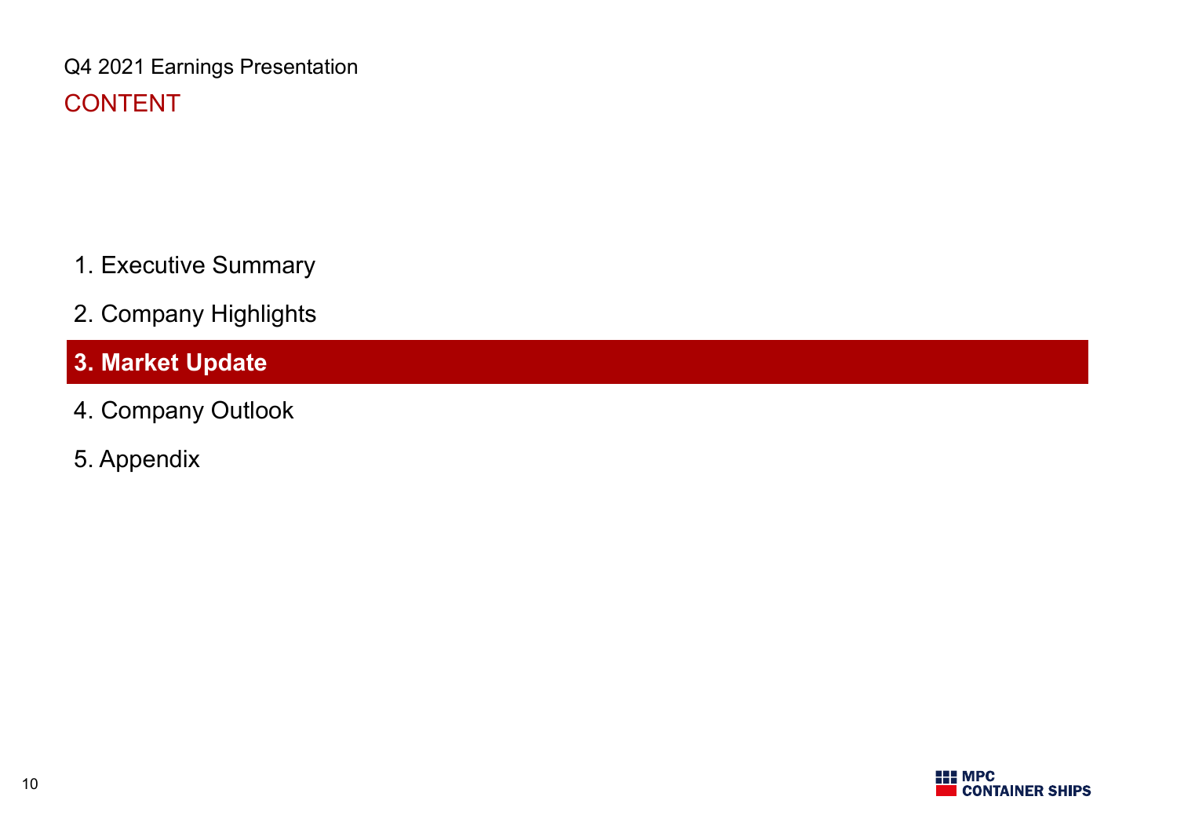Q4 2021 Earnings Presentation

# CONTENT

1. Executive Summary
2. Company Highlights
3. **Market Update**
4. Company Outlook
5. Appendix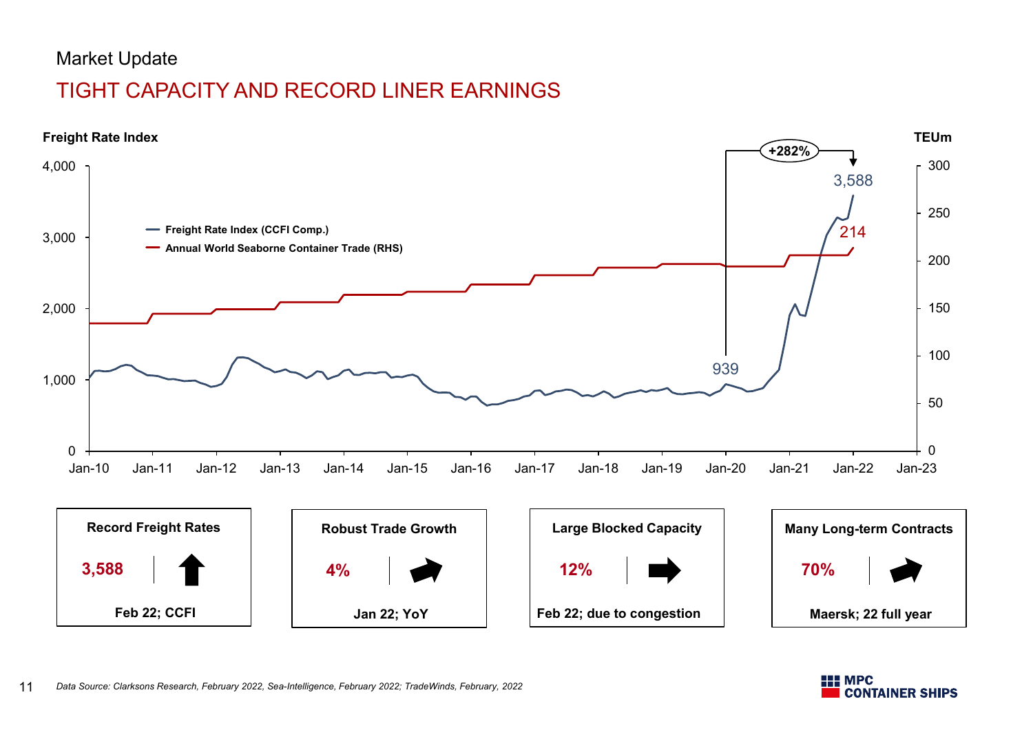Market Update

# TIGHT CAPACITY AND RECORD LINER EARNINGS

Freight Rate Index | TEUm

- Freight Rate Index (CCFI Comp.)
- Annual World Seaborne Container Trade (RHS)

939 → 3,588 (+282%)

214

| Record Freight Rates | Robust Trade Growth | Large Blocked Capacity | Many Long-term Contracts |
|---|---|---|---|
| **3,588** ↑ | **4%** ↗ | **12%** → | **70%** ↗ |
| Feb 22; CCFI | Jan 22; YoY | Feb 22; due to congestion | Maersk; 22 full year |

*Data Source: Clarksons Research, February 2022, Sea-Intelligence, February 2022; TradeWinds, February, 2022*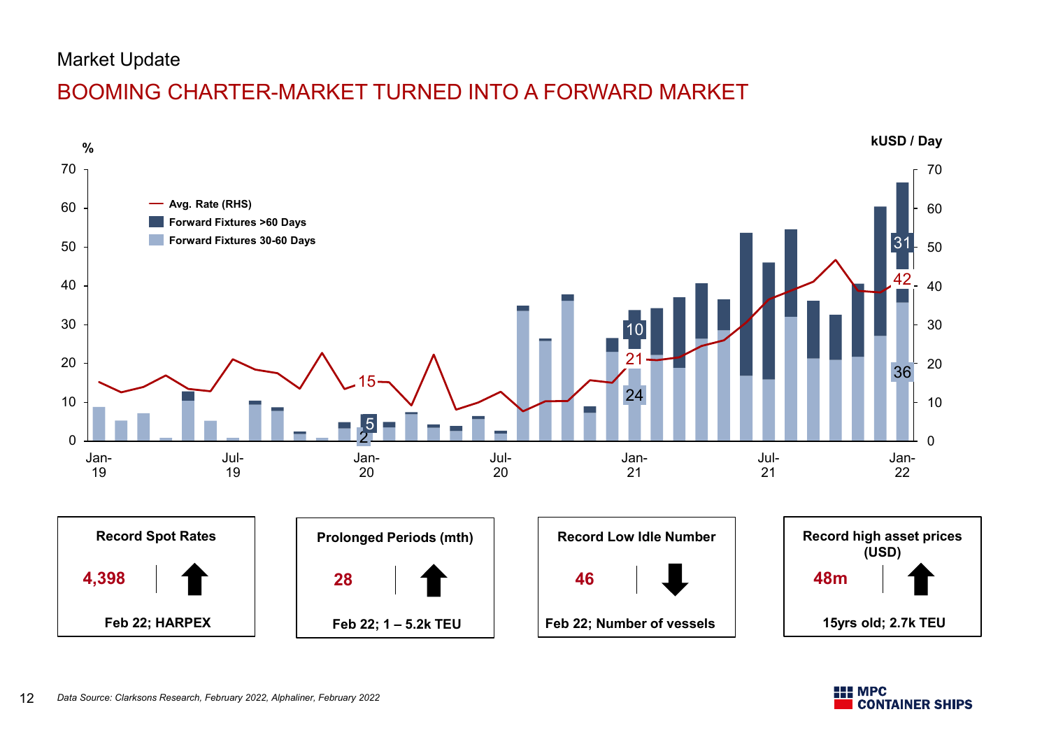Market Update

# BOOMING CHARTER-MARKET TURNED INTO A FORWARD MARKET

%

kUSD / Day

- Avg. Rate (RHS)
- Forward Fixtures >60 Days
- Forward Fixtures 30-60 Days

| Record Spot Rates | Prolonged Periods (mth) | Record Low Idle Number | Record high asset prices (USD) |
|---|---|---|---|
| 4,398 ↑ | 28 ↑ | 46 ↓ | 48m ↑ |
| Feb 22; HARPEX | Feb 22; 1 – 5.2k TEU | Feb 22; Number of vessels | 15yrs old; 2.7k TEU |

*Data Source: Clarksons Research, February 2022, Alphaliner, February 2022*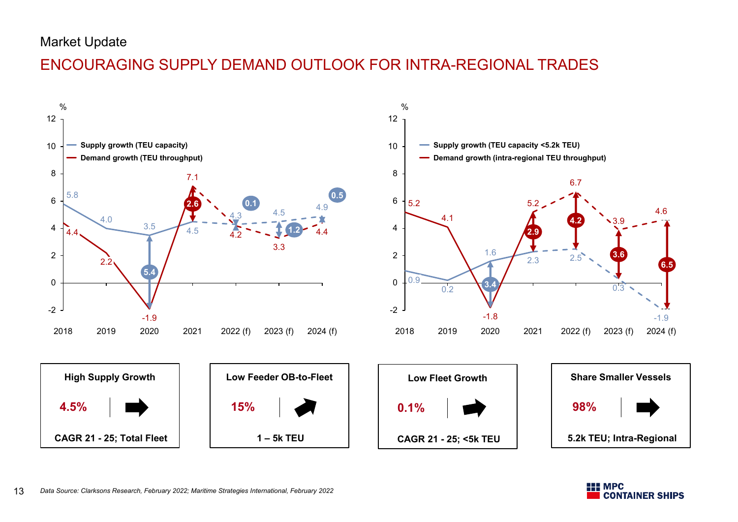Market Update

# ENCOURAGING SUPPLY DEMAND OUTLOOK FOR INTRA-REGIONAL TRADES

| % | 2018 | 2019 | 2020 | 2021 | 2022 (f) | 2023 (f) | 2024 (f) |
|---|---|---|---|---|---|---|---|
| Supply growth (TEU capacity) | 5.8 | 4.0 | 3.5 | 4.5 | 4.3 | 4.5 | 4.9 |
| Demand growth (TEU throughput) | 4.4 | 2.2 | -1.9 | 7.1 | 4.2 | 3.3 | 4.4 |
| Gap | | | 5.4 | 2.6 | 0.1 | 1.2 | 0.5 |

| % | 2018 | 2019 | 2020 | 2021 | 2022 (f) | 2023 (f) | 2024 (f) |
|---|---|---|---|---|---|---|---|
| Supply growth (TEU capacity <5.2k TEU) | 0.9 | 0.2 | 1.6 | 2.3 | 2.5 | 0.3 | -1.9 |
| Demand growth (intra-regional TEU throughput) | 5.2 | 4.1 | -1.8 | 5.2 | 6.7 | 3.9 | 4.6 |
| Gap | | | 3.4 | 2.9 | 4.2 | 3.6 | 6.5 |

| High Supply Growth | Low Feeder OB-to-Fleet | Low Fleet Growth | Share Smaller Vessels |
|---|---|---|---|
| 4.5% → | 15% ↗ | 0.1% → | 98% → |
| CAGR 21 - 25; Total Fleet | 1 – 5k TEU | CAGR 21 - 25; <5k TEU | 5.2k TEU; Intra-Regional |

*Data Source: Clarksons Research, February 2022; Maritime Strategies International, February 2022*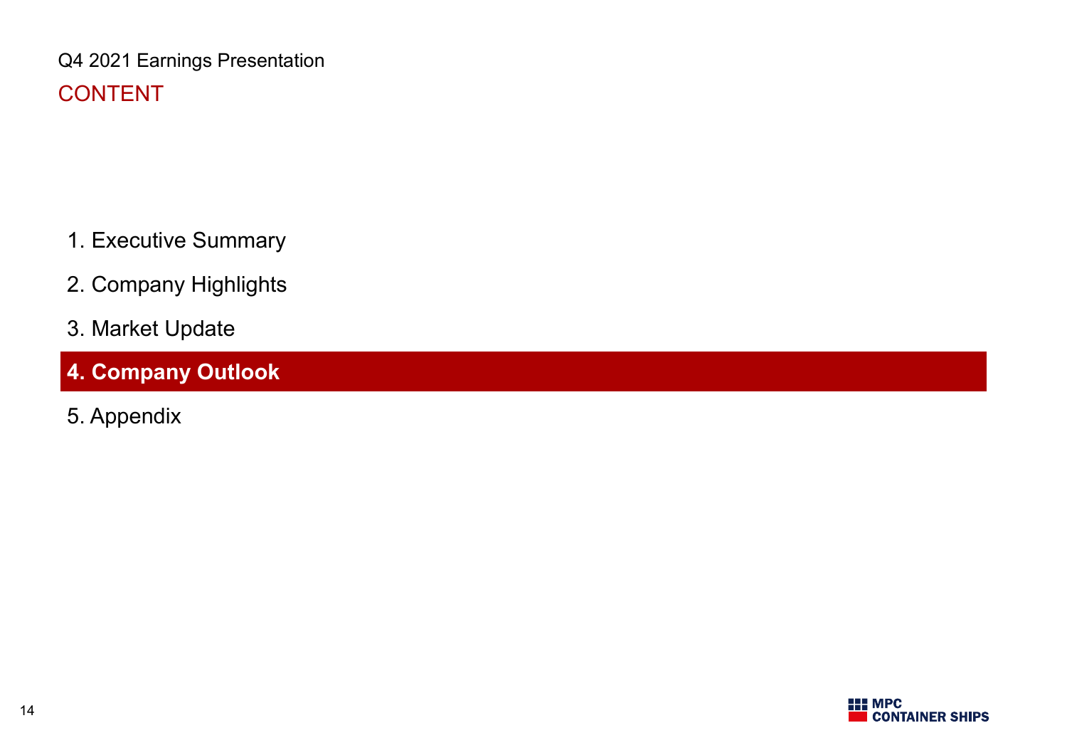Q4 2021 Earnings Presentation

# CONTENT

1. Executive Summary
2. Company Highlights
3. Market Update
4. **Company Outlook**
5. Appendix

MPC CONTAINER SHIPS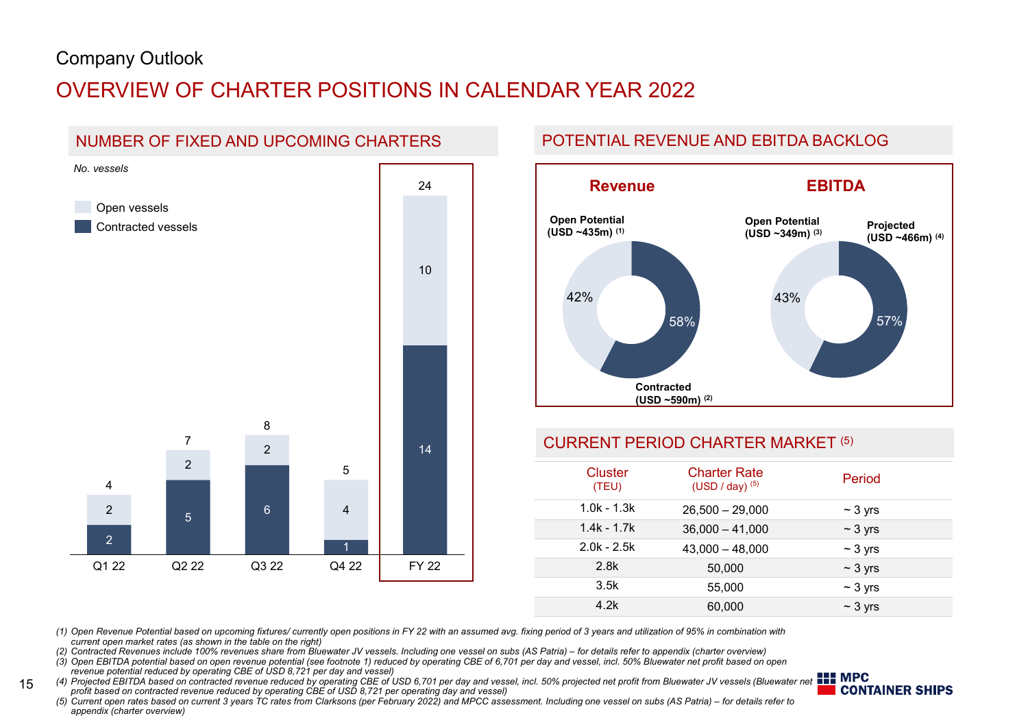Company Outlook

# OVERVIEW OF CHARTER POSITIONS IN CALENDAR YEAR 2022

## NUMBER OF FIXED AND UPCOMING CHARTERS

*No. vessels*

| | Q1 22 | Q2 22 | Q3 22 | Q4 22 | FY 22 |
|---|---|---|---|---|---|
| Open vessels | 2 | 2 | 2 | 4 | 10 |
| Contracted vessels | 2 | 5 | 6 | 1 | 14 |
| Total | 4 | 7 | 8 | 5 | 24 |

## POTENTIAL REVENUE AND EBITDA BACKLOG

**Revenue**

- Open Potential (USD ~435m) (1): 42%
- Contracted (USD ~590m) (2): 58%

**EBITDA**

- Open Potential (USD ~349m) (3): 43%
- Projected (USD ~466m) (4): 57%

## CURRENT PERIOD CHARTER MARKET (5)

| Cluster (TEU) | Charter Rate (USD / day) (5) | Period |
|---|---|---|
| 1.0k - 1.3k | 26,500 – 29,000 | ~ 3 yrs |
| 1.4k - 1.7k | 36,000 – 41,000 | ~ 3 yrs |
| 2.0k - 2.5k | 43,000 – 48,000 | ~ 3 yrs |
| 2.8k | 50,000 | ~ 3 yrs |
| 3.5k | 55,000 | ~ 3 yrs |
| 4.2k | 60,000 | ~ 3 yrs |

*(1) Open Revenue Potential based on upcoming fixtures/ currently open positions in FY 22 with an assumed avg. fixing period of 3 years and utilization of 95% in combination with current open market rates (as shown in the table on the right)*

*(2) Contracted Revenues include 100% revenues share from Bluewater JV vessels. Including one vessel on subs (AS Patria) – for details refer to appendix (charter overview)*

*(3) Open EBITDA potential based on open revenue potential (see footnote 1) reduced by operating CBE of 6,701 per day and vessel, incl. 50% Bluewater net profit based on open revenue potential reduced by operating CBE of USD 8,721 per day and vessel)*

*(4) Projected EBITDA based on contracted revenue reduced by operating CBE of USD 6,701 per day and vessel, incl. 50% projected net profit from Bluewater JV vessels (Bluewater net profit based on contracted revenue reduced by operating CBE of USD 8,721 per operating day and vessel)*

*(5) Current open rates based on current 3 years TC rates from Clarksons (per February 2022) and MPCC assessment. Including one vessel on subs (AS Patria) – for details refer to appendix (charter overview)*

MPC CONTAINER SHIPS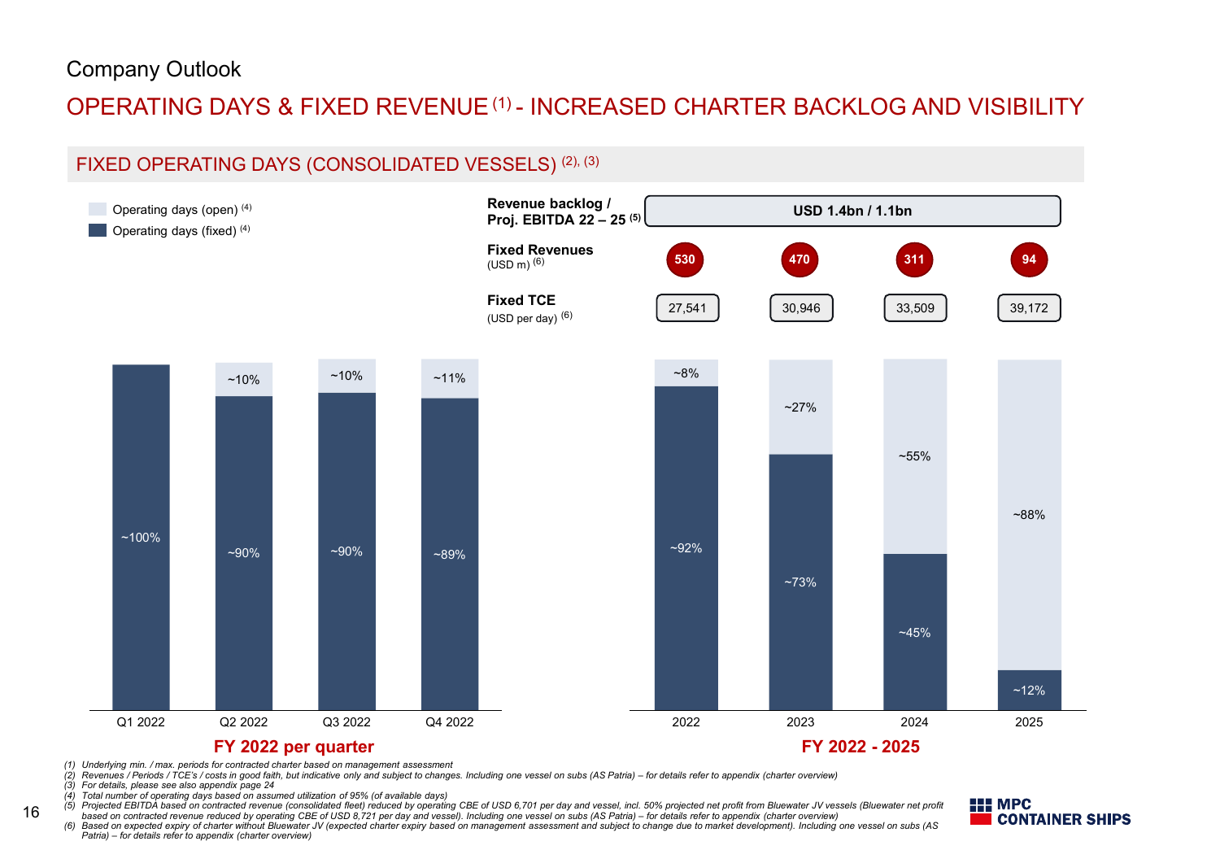Company Outlook

# OPERATING DAYS & FIXED REVENUE [1] - INCREASED CHARTER BACKLOG AND VISIBILITY

## FIXED OPERATING DAYS (CONSOLIDATED VESSELS) [2], [3]

Legend: Operating days (open) [4]; Operating days (fixed) [4]

**FY 2022 per quarter**

| | Q1 2022 | Q2 2022 | Q3 2022 | Q4 2022 |
|---|---|---|---|---|
| Operating days (open) | | ~10% | ~10% | ~11% |
| Operating days (fixed) | ~100% | ~90% | ~90% | ~89% |

**FY 2022 - 2025**

**Revenue backlog / Proj. EBITDA 22 – 25** [5]: **USD 1.4bn / 1.1bn**

| | 2022 | 2023 | 2024 | 2025 |
|---|---|---|---|---|
| **Fixed Revenues** (USD m) [6] | 530 | 470 | 311 | 94 |
| **Fixed TCE** (USD per day) [6] | 27,541 | 30,946 | 33,509 | 39,172 |
| Operating days (open) | ~8% | ~27% | ~55% | ~88% |
| Operating days (fixed) | ~92% | ~73% | ~45% | ~12% |

*(1) Underlying min. / max. periods for contracted charter based on management assessment*
*(2) Revenues / Periods / TCE's / costs in good faith, but indicative only and subject to changes. Including one vessel on subs (AS Patria) – for details refer to appendix (charter overview)*
*(3) For details, please see also appendix page 24*
*(4) Total number of operating days based on assumed utilization of 95% (of available days)*
*(5) Projected EBITDA based on contracted revenue (consolidated fleet) reduced by operating CBE of USD 6,701 per day and vessel, incl. 50% projected net profit from Bluewater JV vessels (Bluewater net profit based on contracted revenue reduced by operating CBE of USD 8,721 per day and vessel). Including one vessel on subs (AS Patria) – for details refer to appendix (charter overview)*
*(6) Based on expected expiry of charter without Bluewater JV (expected charter expiry based on management assessment and subject to change due to market development). Including one vessel on subs (AS Patria) – for details refer to appendix (charter overview)*

MPC CONTAINER SHIPS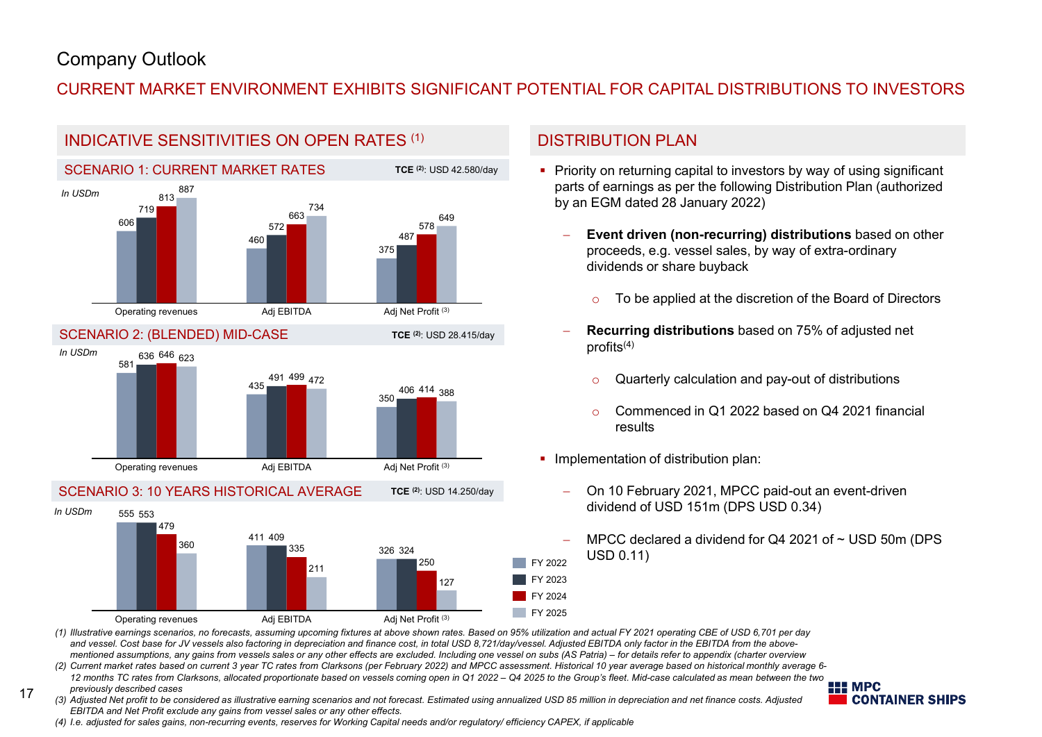# Company Outlook

## CURRENT MARKET ENVIRONMENT EXHIBITS SIGNIFICANT POTENTIAL FOR CAPITAL DISTRIBUTIONS TO INVESTORS

### INDICATIVE SENSITIVITIES ON OPEN RATES (1)

#### SCENARIO 1: CURRENT MARKET RATES — TCE (2): USD 42.580/day

In USDm

| | FY 2022 | FY 2023 | FY 2024 | FY 2025 |
|---|---|---|---|---|
| Operating revenues | 606 | 719 | 813 | 887 |
| Adj EBITDA | 460 | 572 | 663 | 734 |
| Adj Net Profit (3) | 375 | 487 | 578 | 649 |

#### SCENARIO 2: (BLENDED) MID-CASE — TCE (2): USD 28.415/day

In USDm

| | FY 2022 | FY 2023 | FY 2024 | FY 2025 |
|---|---|---|---|---|
| Operating revenues | 581 | 636 | 646 | 623 |
| Adj EBITDA | 435 | 491 | 499 | 472 |
| Adj Net Profit (3) | 350 | 406 | 414 | 388 |

#### SCENARIO 3: 10 YEARS HISTORICAL AVERAGE — TCE (2): USD 14.250/day

In USDm

| | FY 2022 | FY 2023 | FY 2024 | FY 2025 |
|---|---|---|---|---|
| Operating revenues | 555 | 553 | 479 | 360 |
| Adj EBITDA | 411 | 409 | 335 | 211 |
| Adj Net Profit (3) | 326 | 324 | 250 | 127 |

### DISTRIBUTION PLAN

- Priority on returning capital to investors by way of using significant parts of earnings as per the following Distribution Plan (authorized by an EGM dated 28 January 2022)
  - **Event driven (non-recurring) distributions** based on other proceeds, e.g. vessel sales, by way of extra-ordinary dividends or share buyback
    - To be applied at the discretion of the Board of Directors
  - **Recurring distributions** based on 75% of adjusted net profits(4)
    - Quarterly calculation and pay-out of distributions
    - Commenced in Q1 2022 based on Q4 2021 financial results
- Implementation of distribution plan:
  - On 10 February 2021, MPCC paid-out an event-driven dividend of USD 151m (DPS USD 0.34)
  - MPCC declared a dividend for Q4 2021 of ~ USD 50m (DPS USD 0.11)

*(1) Illustrative earnings scenarios, no forecasts, assuming upcoming fixtures at above shown rates. Based on 95% utilization and actual FY 2021 operating CBE of USD 6,701 per day and vessel. Cost base for JV vessels also factoring in depreciation and finance cost, in total USD 8,721/day/vessel. Adjusted EBITDA only factor in the EBITDA from the above-mentioned assumptions, any gains from vessels sales or any other effects are excluded. Including one vessel on subs (AS Patria) – for details refer to appendix (charter overview*

*(2) Current market rates based on current 3 year TC rates from Clarksons (per February 2022) and MPCC assessment. Historical 10 year average based on historical monthly average 6-12 months TC rates from Clarksons, allocated proportionate based on vessels coming open in Q1 2022 – Q4 2025 to the Group's fleet. Mid-case calculated as mean between the two previously described cases*

*(3) Adjusted Net profit to be considered as illustrative earning scenarios and not forecast. Estimated using annualized USD 85 million in depreciation and net finance costs. Adjusted EBITDA and Net Profit exclude any gains from vessel sales or any other effects.*

*(4) I.e. adjusted for sales gains, non-recurring events, reserves for Working Capital needs and/or regulatory/ efficiency CAPEX, if applicable*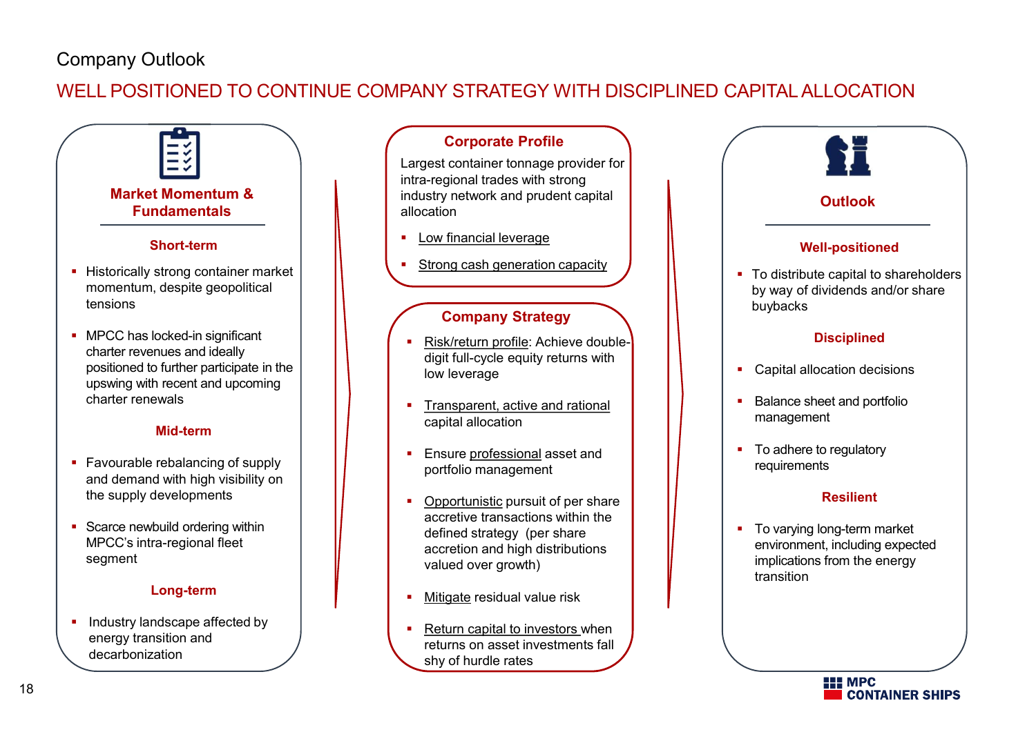Company Outlook

# WELL POSITIONED TO CONTINUE COMPANY STRATEGY WITH DISCIPLINED CAPITAL ALLOCATION

## Market Momentum & Fundamentals

### Short-term

- Historically strong container market momentum, despite geopolitical tensions
- MPCC has locked-in significant charter revenues and ideally positioned to further participate in the upswing with recent and upcoming charter renewals

### Mid-term

- Favourable rebalancing of supply and demand with high visibility on the supply developments
- Scarce newbuild ordering within MPCC's intra-regional fleet segment

### Long-term

- Industry landscape affected by energy transition and decarbonization

## Corporate Profile

Largest container tonnage provider for intra-regional trades with strong industry network and prudent capital allocation

- Low financial leverage
- Strong cash generation capacity

## Company Strategy

- Risk/return profile: Achieve double-digit full-cycle equity returns with low leverage
- Transparent, active and rational capital allocation
- Ensure professional asset and portfolio management
- Opportunistic pursuit of per share accretive transactions within the defined strategy (per share accretion and high distributions valued over growth)
- Mitigate residual value risk
- Return capital to investors when returns on asset investments fall shy of hurdle rates

## Outlook

### Well-positioned

- To distribute capital to shareholders by way of dividends and/or share buybacks

### Disciplined

- Capital allocation decisions
- Balance sheet and portfolio management
- To adhere to regulatory requirements

### Resilient

- To varying long-term market environment, including expected implications from the energy transition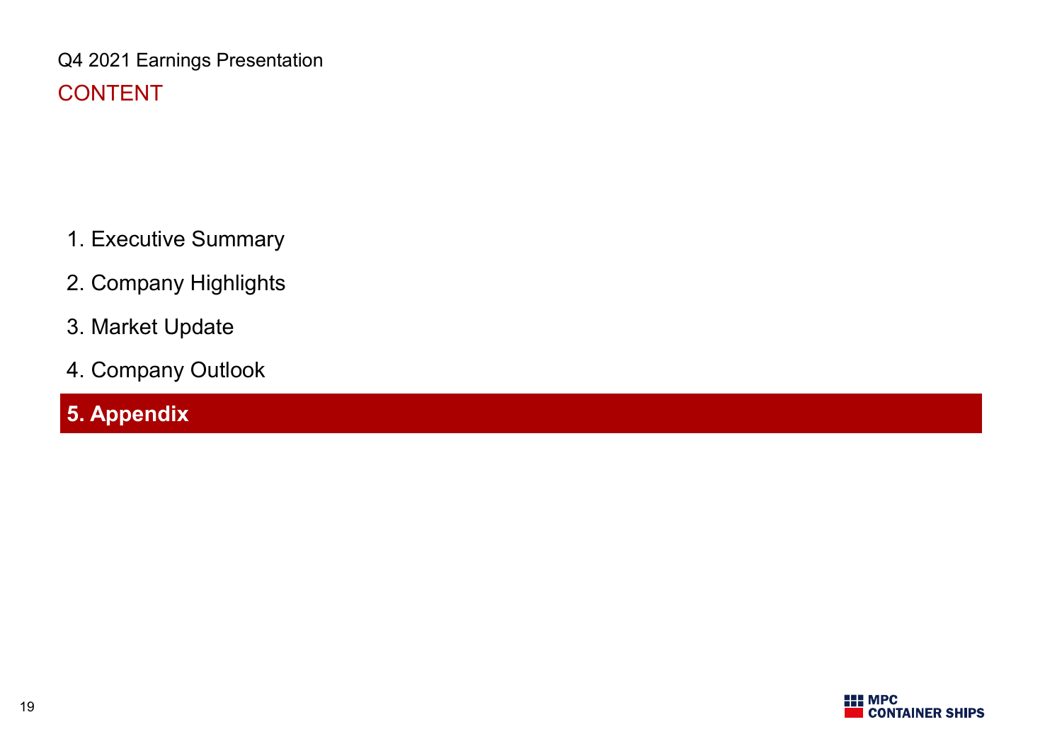Q4 2021 Earnings Presentation

# CONTENT

1. Executive Summary
2. Company Highlights
3. Market Update
4. Company Outlook
5. **Appendix**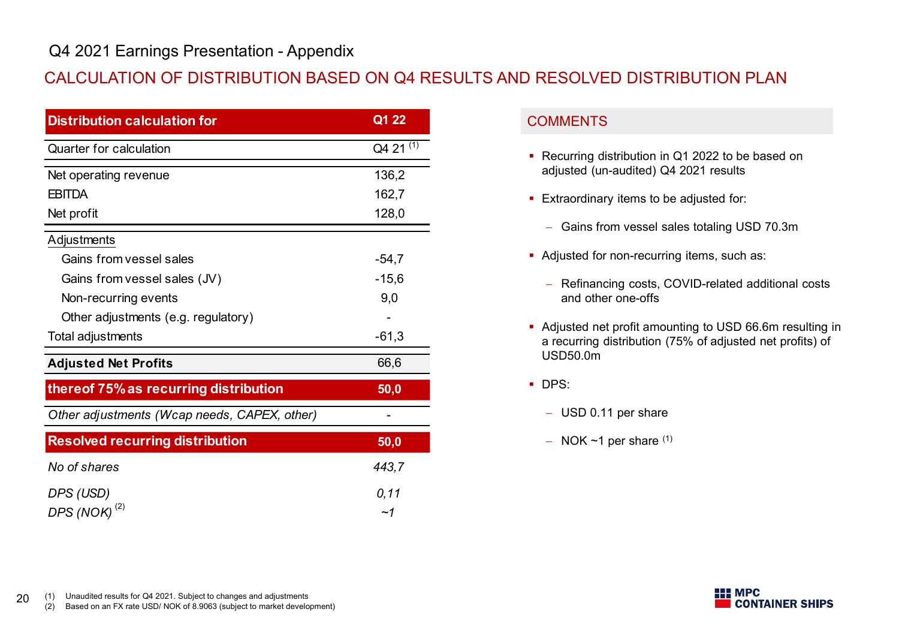Q4 2021 Earnings Presentation - Appendix

## CALCULATION OF DISTRIBUTION BASED ON Q4 RESULTS AND RESOLVED DISTRIBUTION PLAN

| **Distribution calculation for** | **Q1 22** |
|---|---|
| Quarter for calculation | Q4 21 [1] |
| Net operating revenue | 136,2 |
| EBITDA | 162,7 |
| Net profit | 128,0 |
| Adjustments | |
| Gains from vessel sales | -54,7 |
| Gains from vessel sales (JV) | -15,6 |
| Non-recurring events | 9,0 |
| Other adjustments (e.g. regulatory) | - |
| Total adjustments | -61,3 |
| **Adjusted Net Profits** | 66,6 |
| **thereof 75% as recurring distribution** | **50,0** |
| *Other adjustments (Wcap needs, CAPEX, other)* | - |
| **Resolved recurring distribution** | **50,0** |
| *No of shares* | *443,7* |
| *DPS (USD)* | *0,11* |
| *DPS (NOK)* [2] | *~1* |

### COMMENTS

- Recurring distribution in Q1 2022 to be based on adjusted (un-audited) Q4 2021 results
- Extraordinary items to be adjusted for:
  - Gains from vessel sales totaling USD 70.3m
- Adjusted for non-recurring items, such as:
  - Refinancing costs, COVID-related additional costs and other one-offs
- Adjusted net profit amounting to USD 66.6m resulting in a recurring distribution (75% of adjusted net profits) of USD50.0m
- DPS:
  - USD 0.11 per share
  - NOK ~1 per share [1]

(1) Unaudited results for Q4 2021. Subject to changes and adjustments
(2) Based on an FX rate USD/ NOK of 8.9063 (subject to market development)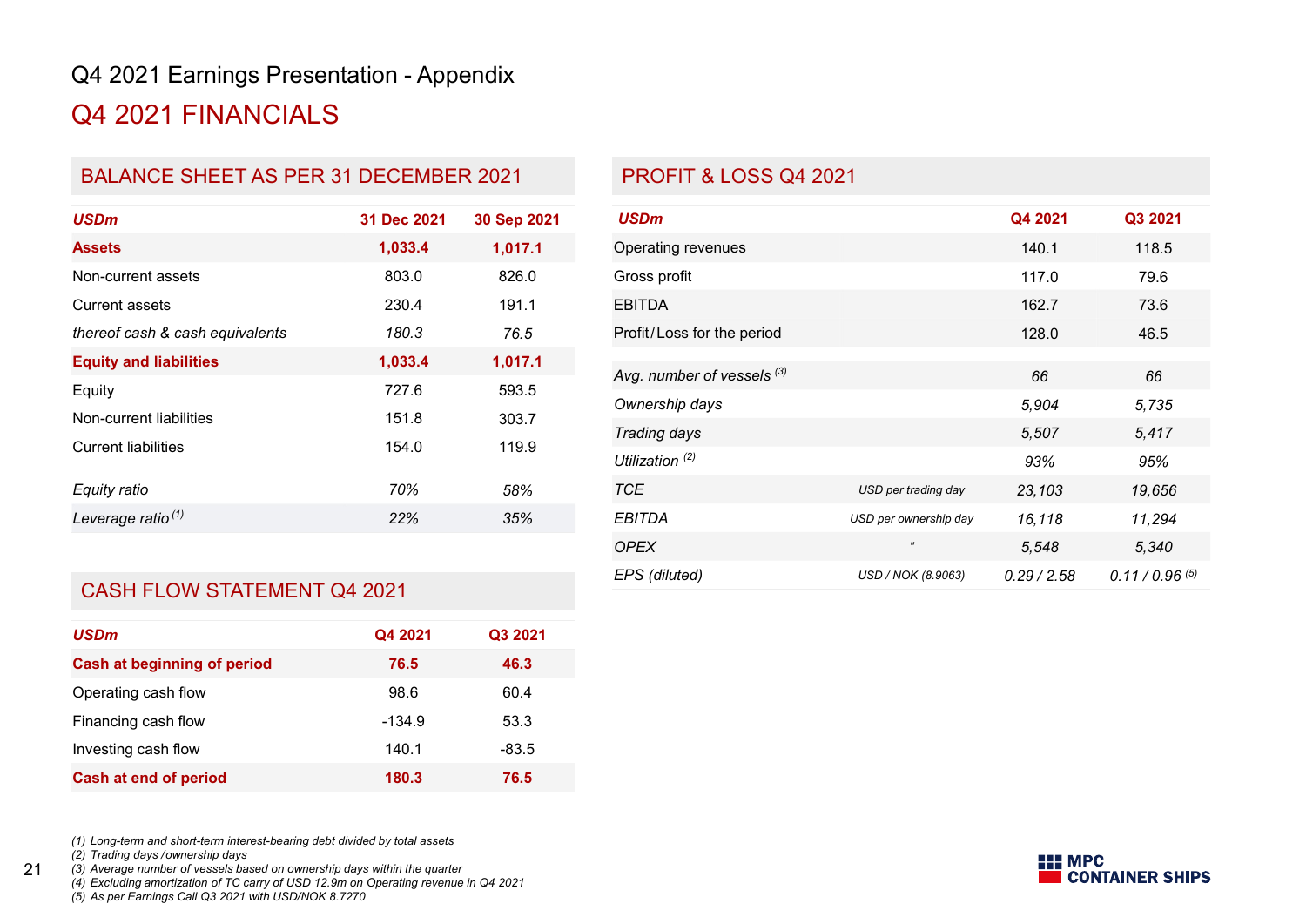# Q4 2021 Earnings Presentation - Appendix

## Q4 2021 FINANCIALS

### BALANCE SHEET AS PER 31 DECEMBER 2021

| USDm | 31 Dec 2021 | 30 Sep 2021 |
|---|---|---|
| **Assets** | **1,033.4** | **1,017.1** |
| Non-current assets | 803.0 | 826.0 |
| Current assets | 230.4 | 191.1 |
| *thereof cash & cash equivalents* | *180.3* | *76.5* |
| **Equity and liabilities** | **1,033.4** | **1,017.1** |
| Equity | 727.6 | 593.5 |
| Non-current liabilities | 151.8 | 303.7 |
| Current liabilities | 154.0 | 119.9 |
| *Equity ratio* | *70%* | *58%* |
| *Leverage ratio* (1) | *22%* | *35%* |

### CASH FLOW STATEMENT Q4 2021

| USDm | Q4 2021 | Q3 2021 |
|---|---|---|
| **Cash at beginning of period** | **76.5** | **46.3** |
| Operating cash flow | 98.6 | 60.4 |
| Financing cash flow | -134.9 | 53.3 |
| Investing cash flow | 140.1 | -83.5 |
| **Cash at end of period** | **180.3** | **76.5** |

### PROFIT & LOSS Q4 2021

| USDm | | Q4 2021 | Q3 2021 |
|---|---|---|---|
| Operating revenues | | 140.1 | 118.5 |
| Gross profit | | 117.0 | 79.6 |
| EBITDA | | 162.7 | 73.6 |
| Profit / Loss for the period | | 128.0 | 46.5 |
| *Avg. number of vessels* (3) | | *66* | *66* |
| *Ownership days* | | *5,904* | *5,735* |
| *Trading days* | | *5,507* | *5,417* |
| *Utilization* (2) | | *93%* | *95%* |
| *TCE* | *USD per trading day* | *23,103* | *19,656* |
| *EBITDA* | *USD per ownership day* | *16,118* | *11,294* |
| *OPEX* | *"* | *5,548* | *5,340* |
| *EPS (diluted)* | *USD / NOK (8.9063)* | *0.29 / 2.58* | *0.11 / 0.96* (5) |

*(1) Long-term and short-term interest-bearing debt divided by total assets*
*(2) Trading days / ownership days*
*(3) Average number of vessels based on ownership days within the quarter*
*(4) Excluding amortization of TC carry of USD 12.9m on Operating revenue in Q4 2021*
*(5) As per Earnings Call Q3 2021 with USD/NOK 8.7270*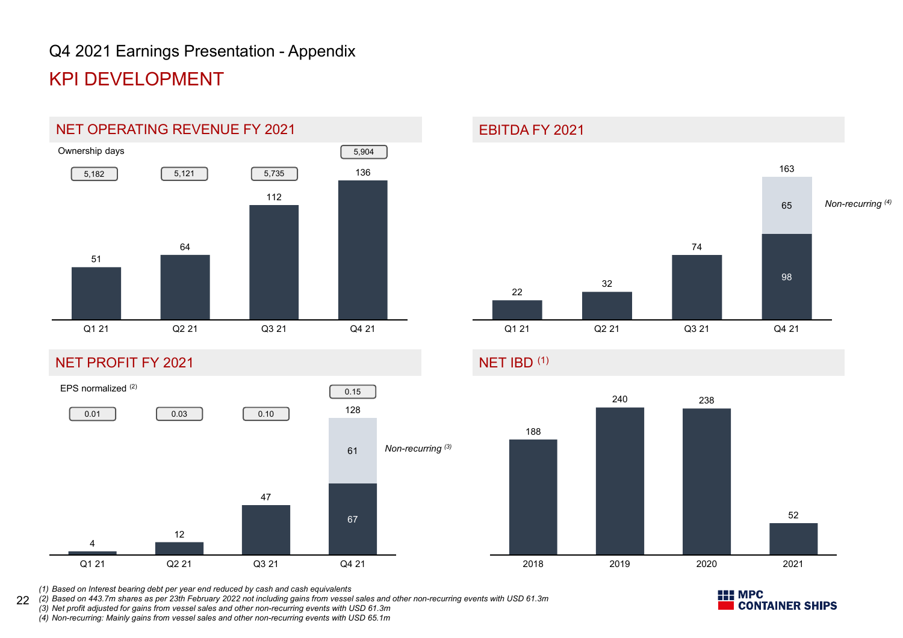# Q4 2021 Earnings Presentation - Appendix

## KPI DEVELOPMENT

### NET OPERATING REVENUE FY 2021

| | Q1 21 | Q2 21 | Q3 21 | Q4 21 |
|---|---|---|---|---|
| Ownership days | 5,182 | 5,121 | 5,735 | 5,904 |
| Net operating revenue | 51 | 64 | 112 | 136 |

### EBITDA FY 2021

| | Q1 21 | Q2 21 | Q3 21 | Q4 21 |
|---|---|---|---|---|
| EBITDA | 22 | 32 | 74 | 98 |
| Non-recurring [4] | | | | 65 |
| Total | 22 | 32 | 74 | 163 |

### NET PROFIT FY 2021

| | Q1 21 | Q2 21 | Q3 21 | Q4 21 |
|---|---|---|---|---|
| EPS normalized [2] | 0.01 | 0.03 | 0.10 | 0.15 |
| Net profit | 4 | 12 | 47 | 67 |
| Non-recurring [3] | | | | 61 |
| Total | 4 | 12 | 47 | 128 |

### NET IBD [1]

| 2018 | 2019 | 2020 | 2021 |
|---|---|---|---|
| 188 | 240 | 238 | 52 |

*(1) Based on Interest bearing debt per year end reduced by cash and cash equivalents*
*(2) Based on 443.7m shares as per 23th February 2022 not including gains from vessel sales and other non-recurring events with USD 61.3m*
*(3) Net profit adjusted for gains from vessel sales and other non-recurring events with USD 61.3m*
*(4) Non-recurring: Mainly gains from vessel sales and other non-recurring events with USD 65.1m*

MPC CONTAINER SHIPS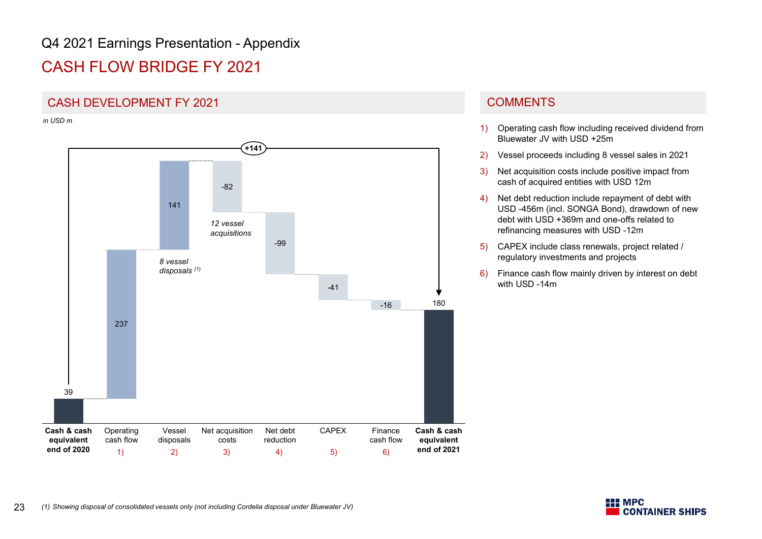Q4 2021 Earnings Presentation - Appendix

# CASH FLOW BRIDGE FY 2021

## CASH DEVELOPMENT FY 2021

*in USD m*

| Cash & cash equivalent end of 2020 | Operating cash flow 1) | Vessel disposals 2) | Net acquisition costs 3) | Net debt reduction 4) | CAPEX 5) | Finance cash flow 6) | Cash & cash equivalent end of 2021 |
|---|---|---|---|---|---|---|---|
| 39 | 237 | 141 | -82 | -99 | -41 | -16 | 180 |

Change: +141

Vessel disposals: *8 vessel disposals [(1)]*

Net acquisition costs: *12 vessel acquisitions*

## COMMENTS

1) Operating cash flow including received dividend from Bluewater JV with USD +25m
2) Vessel proceeds including 8 vessel sales in 2021
3) Net acquisition costs include positive impact from cash of acquired entities with USD 12m
4) Net debt reduction include repayment of debt with USD -456m (incl. SONGA Bond), drawdown of new debt with USD +369m and one-offs related to refinancing measures with USD -12m
5) CAPEX include class renewals, project related / regulatory investments and projects
6) Finance cash flow mainly driven by interest on debt with USD -14m

*(1) Showing disposal of consolidated vessels only (not including Cordelia disposal under Bluewater JV)*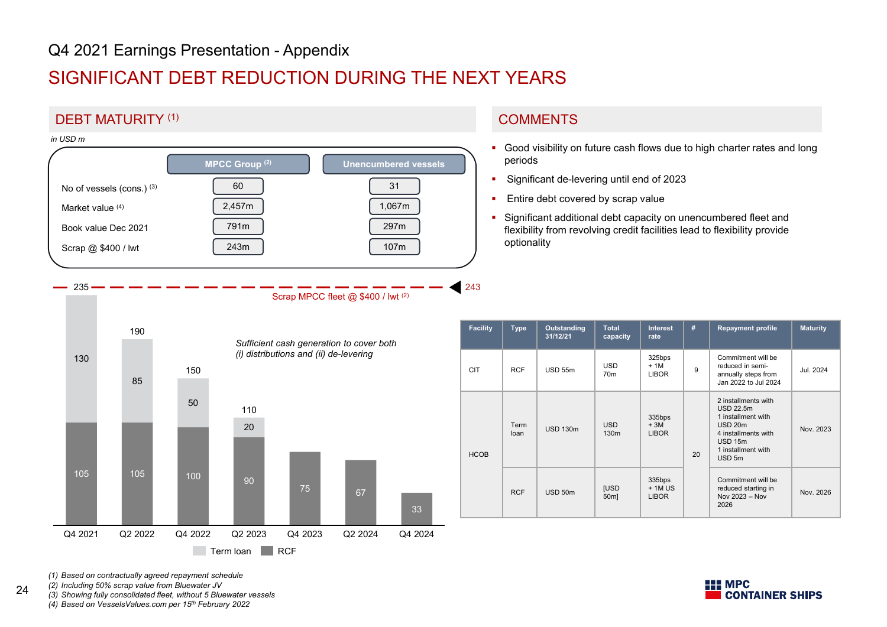Q4 2021 Earnings Presentation - Appendix

# SIGNIFICANT DEBT REDUCTION DURING THE NEXT YEARS

## DEBT MATURITY [1]

*in USD m*

| | MPCC Group [2] | Unencumbered vessels |
|---|---|---|
| No of vessels (cons.) [3] | 60 | 31 |
| Market value [4] | 2,457m | 1,067m |
| Book value Dec 2021 | 791m | 297m |
| Scrap @ $400 / lwt | 243m | 107m |

Scrap MPCC fleet @ $400 / lwt [2]: 243

*Sufficient cash generation to cover both (i) distributions and (ii) de-levering*

| | Q4 2021 | Q2 2022 | Q4 2022 | Q2 2023 | Q4 2023 | Q2 2024 | Q4 2024 |
|---|---|---|---|---|---|---|---|
| Term loan | 130 | 85 | 50 | 20 | | | |
| RCF | 105 | 105 | 100 | 90 | 75 | 67 | 33 |
| Total | 235 | 190 | 150 | 110 | 75 | 67 | 33 |

## COMMENTS

- Good visibility on future cash flows due to high charter rates and long periods
- Significant de-levering until end of 2023
- Entire debt covered by scrap value
- Significant additional debt capacity on unencumbered fleet and flexibility from revolving credit facilities lead to flexibility provide optionality

| Facility | Type | Outstanding 31/12/21 | Total capacity | Interest rate | # | Repayment profile | Maturity |
|---|---|---|---|---|---|---|---|
| CIT | RCF | USD 55m | USD 70m | 325bps + 1M LIBOR | 9 | Commitment will be reduced in semi-annually steps from Jan 2022 to Jul 2024 | Jul. 2024 |
| HCOB | Term loan | USD 130m | USD 130m | 335bps + 3M LIBOR | 20 | 2 installments with USD 22.5m 1 installment with USD 20m 4 installments with USD 15m 1 installment with USD 5m | Nov. 2023 |
| | RCF | USD 50m | [USD 50m] | 335bps + 1M US LIBOR | | Commitment will be reduced starting in Nov 2023 – Nov 2026 | Nov. 2026 |

(1) Based on contractually agreed repayment schedule
(2) Including 50% scrap value from Bluewater JV
(3) Showing fully consolidated fleet, without 5 Bluewater vessels
(4) Based on VesselsValues.com per 15th February 2022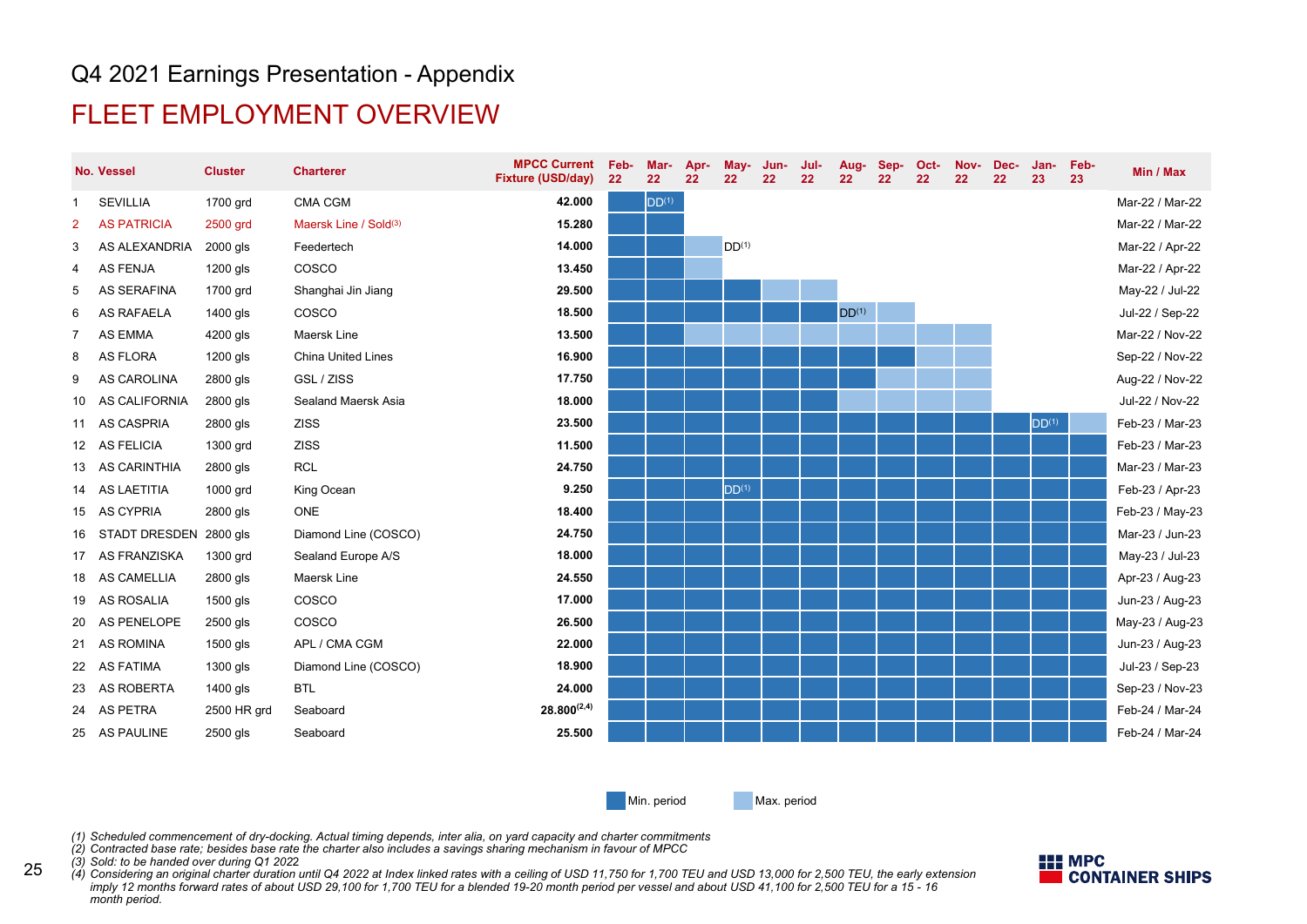# Q4 2021 Earnings Presentation - Appendix

## FLEET EMPLOYMENT OVERVIEW

| No. | Vessel | Cluster | Charterer | MPCC Current Fixture (USD/day) | Feb-22 | Mar-22 | Apr-22 | May-22 | Jun-22 | Jul-22 | Aug-22 | Sep-22 | Oct-22 | Nov-22 | Dec-22 | Jan-23 | Feb-23 | Min / Max |
|---|---|---|---|---|---|---|---|---|---|---|---|---|---|---|---|---|---|---|
| 1 | SEVILLIA | 1700 grd | CMA CGM | 42.000 | | DD[1] | | | | | | | | | | | | Mar-22 / Mar-22 |
| 2 | AS PATRICIA | 2500 grd | Maersk Line / Sold[3] | 15.280 | | | | | | | | | | | | | | Mar-22 / Mar-22 |
| 3 | AS ALEXANDRIA | 2000 gls | Feedertech | 14.000 | | | | DD[1] | | | | | | | | | | Mar-22 / Apr-22 |
| 4 | AS FENJA | 1200 gls | COSCO | 13.450 | | | | | | | | | | | | | | Mar-22 / Apr-22 |
| 5 | AS SERAFINA | 1700 grd | Shanghai Jin Jiang | 29.500 | | | | | | | | | | | | | | May-22 / Jul-22 |
| 6 | AS RAFAELA | 1400 gls | COSCO | 18.500 | | | | | | | DD[1] | | | | | | | Jul-22 / Sep-22 |
| 7 | AS EMMA | 4200 gls | Maersk Line | 13.500 | | | | | | | | | | | | | | Mar-22 / Nov-22 |
| 8 | AS FLORA | 1200 gls | China United Lines | 16.900 | | | | | | | | | | | | | | Sep-22 / Nov-22 |
| 9 | AS CAROLINA | 2800 gls | GSL / ZISS | 17.750 | | | | | | | | | | | | | | Aug-22 / Nov-22 |
| 10 | AS CALIFORNIA | 2800 gls | Sealand Maersk Asia | 18.000 | | | | | | | | | | | | | | Jul-22 / Nov-22 |
| 11 | AS CASPRIA | 2800 gls | ZISS | 23.500 | | | | | | | | | | | | DD[1] | | Feb-23 / Mar-23 |
| 12 | AS FELICIA | 1300 grd | ZISS | 11.500 | | | | | | | | | | | | | | Feb-23 / Mar-23 |
| 13 | AS CARINTHIA | 2800 gls | RCL | 24.750 | | | | | | | | | | | | | | Mar-23 / Mar-23 |
| 14 | AS LAETITIA | 1000 grd | King Ocean | 9.250 | | | | DD[1] | | | | | | | | | | Feb-23 / Apr-23 |
| 15 | AS CYPRIA | 2800 gls | ONE | 18.400 | | | | | | | | | | | | | | Feb-23 / May-23 |
| 16 | STADT DRESDEN | 2800 gls | Diamond Line (COSCO) | 24.750 | | | | | | | | | | | | | | Mar-23 / Jun-23 |
| 17 | AS FRANZISKA | 1300 grd | Sealand Europe A/S | 18.000 | | | | | | | | | | | | | | May-23 / Jul-23 |
| 18 | AS CAMELLIA | 2800 gls | Maersk Line | 24.550 | | | | | | | | | | | | | | Apr-23 / Aug-23 |
| 19 | AS ROSALIA | 1500 gls | COSCO | 17.000 | | | | | | | | | | | | | | Jun-23 / Aug-23 |
| 20 | AS PENELOPE | 2500 gls | COSCO | 26.500 | | | | | | | | | | | | | | May-23 / Aug-23 |
| 21 | AS ROMINA | 1500 gls | APL / CMA CGM | 22.000 | | | | | | | | | | | | | | Jun-23 / Aug-23 |
| 22 | AS FATIMA | 1300 gls | Diamond Line (COSCO) | 18.900 | | | | | | | | | | | | | | Jul-23 / Sep-23 |
| 23 | AS ROBERTA | 1400 gls | BTL | 24.000 | | | | | | | | | | | | | | Sep-23 / Nov-23 |
| 24 | AS PETRA | 2500 HR grd | Seaboard | 28.800[2,4] | | | | | | | | | | | | | | Feb-24 / Mar-24 |
| 25 | AS PAULINE | 2500 gls | Seaboard | 25.500 | | | | | | | | | | | | | | Feb-24 / Mar-24 |

Min. period    Max. period

*(1) Scheduled commencement of dry-docking. Actual timing depends, inter alia, on yard capacity and charter commitments*
*(2) Contracted base rate; besides base rate the charter also includes a savings sharing mechanism in favour of MPCC*
*(3) Sold: to be handed over during Q1 2022*
*(4) Considering an original charter duration until Q4 2022 at Index linked rates with a ceiling of USD 11,750 for 1,700 TEU and USD 13,000 for 2,500 TEU, the early extension imply 12 months forward rates of about USD 29,100 for 1,700 TEU for a blended 19-20 month period per vessel and about USD 41,100 for 2,500 TEU for a 15 - 16 month period.*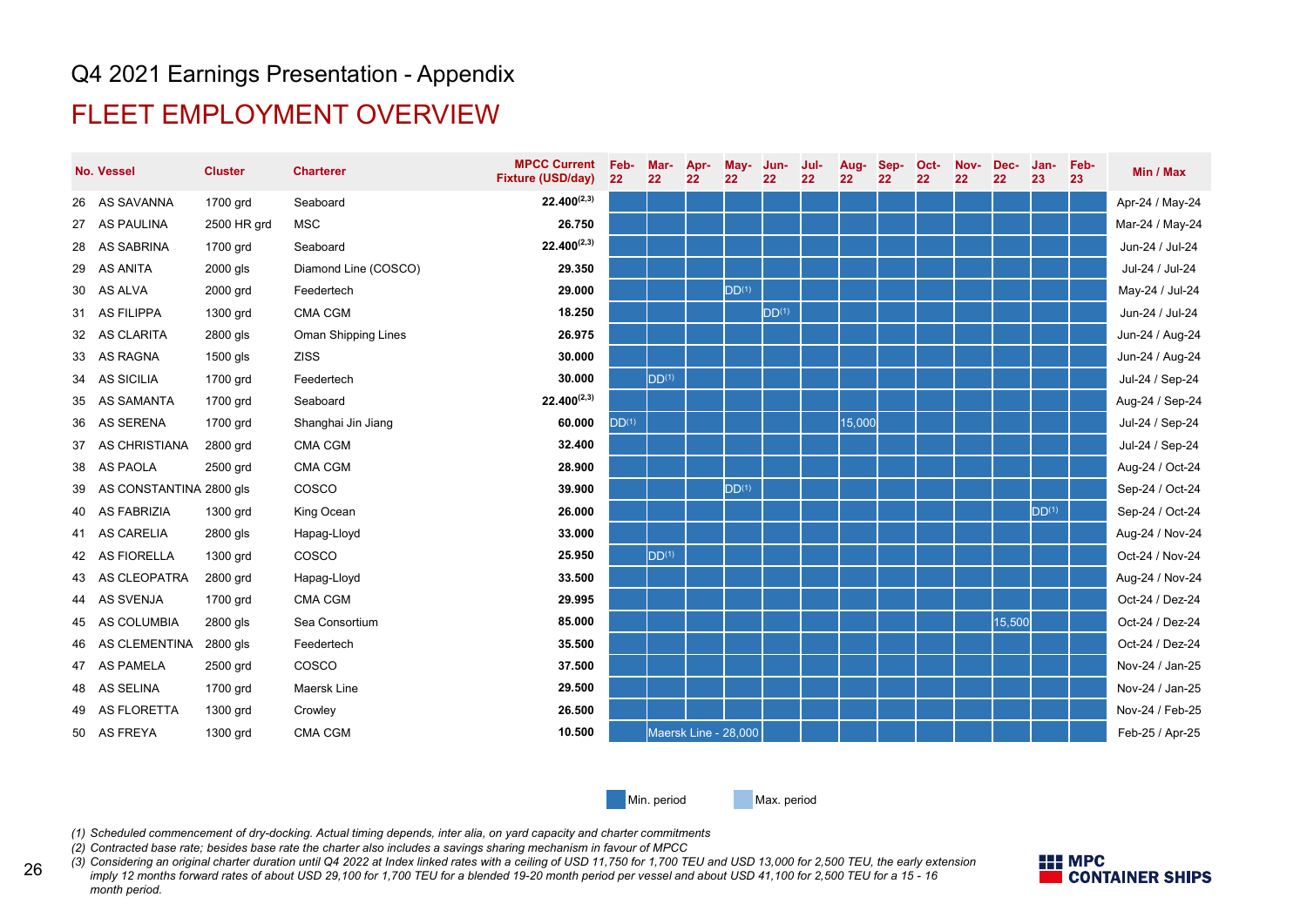# Q4 2021 Earnings Presentation - Appendix

## FLEET EMPLOYMENT OVERVIEW

| No. | Vessel | Cluster | Charterer | MPCC Current Fixture (USD/day) | Feb-22 | Mar-22 | Apr-22 | May-22 | Jun-22 | Jul-22 | Aug-22 | Sep-22 | Oct-22 | Nov-22 | Dec-22 | Jan-23 | Feb-23 | Min / Max |
|---|---|---|---|---|---|---|---|---|---|---|---|---|---|---|---|---|---|---|
| 26 | AS SAVANNA | 1700 grd | Seaboard | 22.400[2,3] | | | | | | | | | | | | | | Apr-24 / May-24 |
| 27 | AS PAULINA | 2500 HR grd | MSC | 26.750 | | | | | | | | | | | | | | Mar-24 / May-24 |
| 28 | AS SABRINA | 1700 grd | Seaboard | 22.400[2,3] | | | | | | | | | | | | | | Jun-24 / Jul-24 |
| 29 | AS ANITA | 2000 gls | Diamond Line (COSCO) | 29.350 | | | | | | | | | | | | | | Jul-24 / Jul-24 |
| 30 | AS ALVA | 2000 grd | Feedertech | 29.000 | | | | DD[1] | | | | | | | | | | May-24 / Jul-24 |
| 31 | AS FILIPPA | 1300 grd | CMA CGM | 18.250 | | | | | DD[1] | | | | | | | | | Jun-24 / Jul-24 |
| 32 | AS CLARITA | 2800 gls | Oman Shipping Lines | 26.975 | | | | | | | | | | | | | | Jun-24 / Aug-24 |
| 33 | AS RAGNA | 1500 gls | ZISS | 30.000 | | | | | | | | | | | | | | Jun-24 / Aug-24 |
| 34 | AS SICILIA | 1700 grd | Feedertech | 30.000 | | DD[1] | | | | | | | | | | | | Jul-24 / Sep-24 |
| 35 | AS SAMANTA | 1700 grd | Seaboard | 22.400[2,3] | | | | | | | | | | | | | | Aug-24 / Sep-24 |
| 36 | AS SERENA | 1700 grd | Shanghai Jin Jiang | 60.000 | DD[1] | | | | | | 15,000 | | | | | | | Jul-24 / Sep-24 |
| 37 | AS CHRISTIANA | 2800 grd | CMA CGM | 32.400 | | | | | | | | | | | | | | Jul-24 / Sep-24 |
| 38 | AS PAOLA | 2500 grd | CMA CGM | 28.900 | | | | | | | | | | | | | | Aug-24 / Oct-24 |
| 39 | AS CONSTANTINA | 2800 gls | COSCO | 39.900 | | | | DD[1] | | | | | | | | | | Sep-24 / Oct-24 |
| 40 | AS FABRIZIA | 1300 grd | King Ocean | 26.000 | | | | | | | | | | | | DD[1] | | Sep-24 / Oct-24 |
| 41 | AS CARELIA | 2800 gls | Hapag-Lloyd | 33.000 | | | | | | | | | | | | | | Aug-24 / Nov-24 |
| 42 | AS FIORELLA | 1300 grd | COSCO | 25.950 | | DD[1] | | | | | | | | | | | | Oct-24 / Nov-24 |
| 43 | AS CLEOPATRA | 2800 gls | Hapag-Lloyd | 33.500 | | | | | | | | | | | | | | Aug-24 / Nov-24 |
| 44 | AS SVENJA | 1700 grd | CMA CGM | 29.995 | | | | | | | | | | | | | | Oct-24 / Dez-24 |
| 45 | AS COLUMBIA | 2800 gls | Sea Consortium | 85.000 | | | | | | | | | | | 15,500 | | | Oct-24 / Dez-24 |
| 46 | AS CLEMENTINA | 2800 gls | Feedertech | 35.500 | | | | | | | | | | | | | | Oct-24 / Dez-24 |
| 47 | AS PAMELA | 2500 grd | COSCO | 37.500 | | | | | | | | | | | | | | Nov-24 / Jan-25 |
| 48 | AS SELINA | 1700 grd | Maersk Line | 29.500 | | | | | | | | | | | | | | Nov-24 / Jan-25 |
| 49 | AS FLORETTA | 1300 grd | Crowley | 26.500 | | | | | | | | | | | | | | Nov-24 / Feb-25 |
| 50 | AS FREYA | 1300 grd | CMA CGM | 10.500 | | Maersk Line - 28,000 | | | | | | | | | | | | Feb-25 / Apr-25 |

Min. period | Max. period

*(1) Scheduled commencement of dry-docking. Actual timing depends, inter alia, on yard capacity and charter commitments*

*(2) Contracted base rate; besides base rate the charter also includes a savings sharing mechanism in favour of MPCC*

*(3) Considering an original charter duration until Q4 2022 at Index linked rates with a ceiling of USD 11,750 for 1,700 TEU and USD 13,000 for 2,500 TEU, the early extension imply 12 months forward rates of about USD 29,100 for 1,700 TEU for a blended 19-20 month period per vessel and about USD 41,100 for 2,500 TEU for a 15 - 16 month period.*

MPC CONTAINER SHIPS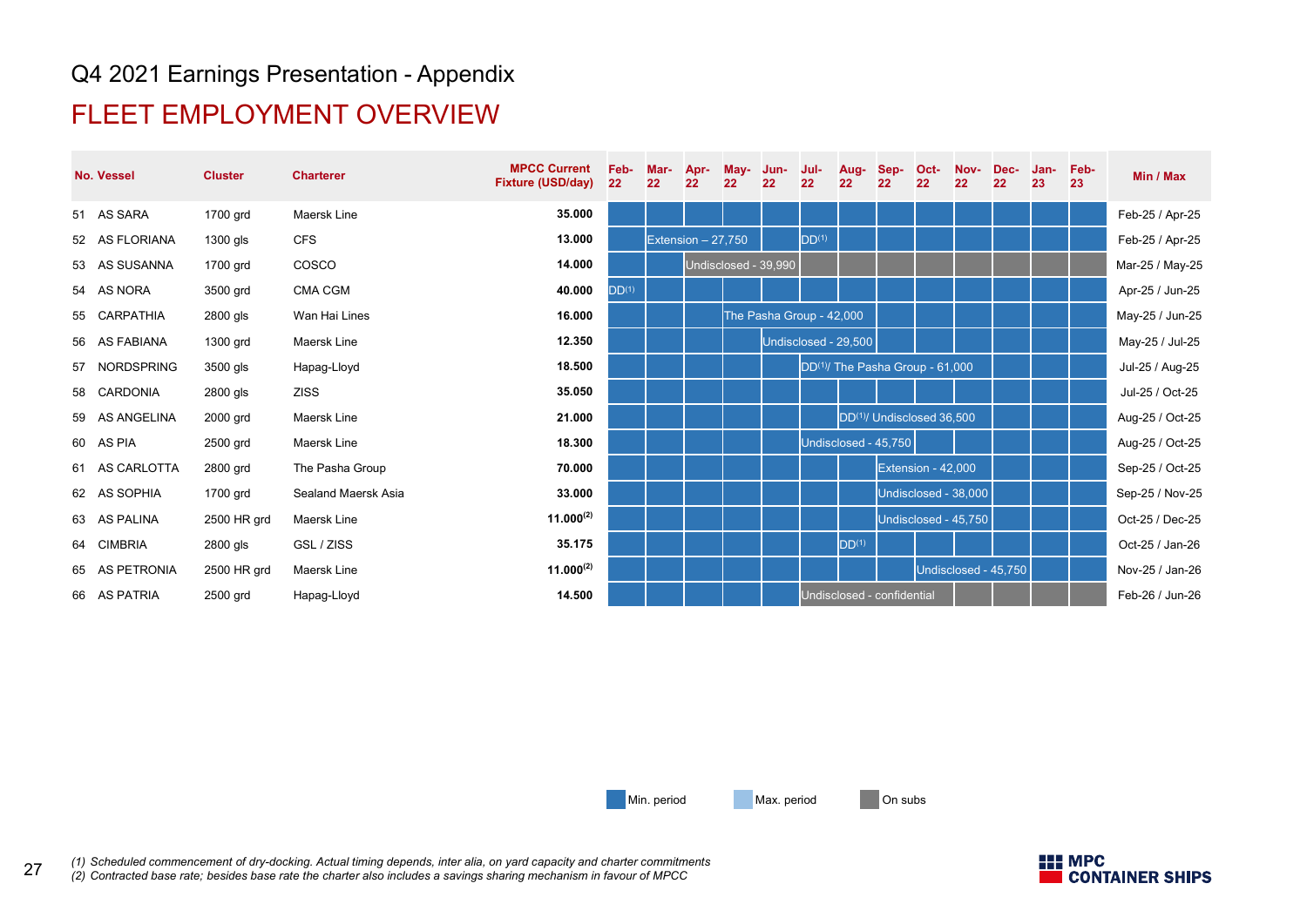Q4 2021 Earnings Presentation - Appendix

# FLEET EMPLOYMENT OVERVIEW

| No. | Vessel | Cluster | Charterer | MPCC Current Fixture (USD/day) | Feb-22 | Mar-22 | Apr-22 | May-22 | Jun-22 | Jul-22 | Aug-22 | Sep-22 | Oct-22 | Nov-22 | Dec-22 | Jan-23 | Feb-23 | Min / Max |
|---|---|---|---|---|---|---|---|---|---|---|---|---|---|---|---|---|---|---|
| 51 | AS SARA | 1700 grd | Maersk Line | 35.000 | | | | | | | | | | | | | | Feb-25 / Apr-25 |
| 52 | AS FLORIANA | 1300 gls | CFS | 13.000 | | Extension – 27,750 | | | | DD(1) | | | | | | | | Feb-25 / Apr-25 |
| 53 | AS SUSANNA | 1700 grd | COSCO | 14.000 | | | Undisclosed - 39,990 | | | | | | | | | | | Mar-25 / May-25 |
| 54 | AS NORA | 3500 grd | CMA CGM | 40.000 | DD(1) | | | | | | | | | | | | | Apr-25 / Jun-25 |
| 55 | CARPATHIA | 2800 gls | Wan Hai Lines | 16.000 | | | | The Pasha Group - 42,000 | | | | | | | | | | May-25 / Jun-25 |
| 56 | AS FABIANA | 1300 grd | Maersk Line | 12.350 | | | | | Undisclosed - 29,500 | | | | | | | | | May-25 / Jul-25 |
| 57 | NORDSPRING | 3500 gls | Hapag-Lloyd | 18.500 | | | | | | DD(1)/ The Pasha Group - 61,000 | | | | | | | | Jul-25 / Aug-25 |
| 58 | CARDONIA | 2800 gls | ZISS | 35.050 | | | | | | | | | | | | | | Jul-25 / Oct-25 |
| 59 | AS ANGELINA | 2000 grd | Maersk Line | 21.000 | | | | | | | DD(1)/ Undisclosed 36,500 | | | | | | | Aug-25 / Oct-25 |
| 60 | AS PIA | 2500 grd | Maersk Line | 18.300 | | | | | | Undisclosed - 45,750 | | | | | | | | Aug-25 / Oct-25 |
| 61 | AS CARLOTTA | 2800 grd | The Pasha Group | 70.000 | | | | | | | | Extension - 42,000 | | | | | | Sep-25 / Oct-25 |
| 62 | AS SOPHIA | 1700 grd | Sealand Maersk Asia | 33.000 | | | | | | | | Undisclosed - 38,000 | | | | | | Sep-25 / Nov-25 |
| 63 | AS PALINA | 2500 HR grd | Maersk Line | 11.000(2) | | | | | | | | Undisclosed - 45,750 | | | | | | Oct-25 / Dec-25 |
| 64 | CIMBRIA | 2800 gls | GSL / ZISS | 35.175 | | | | | | | DD(1) | | | | | | | Oct-25 / Jan-26 |
| 65 | AS PETRONIA | 2500 HR grd | Maersk Line | 11.000(2) | | | | | | | | | Undisclosed - 45,750 | | | | | Nov-25 / Jan-26 |
| 66 | AS PATRIA | 2500 grd | Hapag-Lloyd | 14.500 | | | | | | Undisclosed - confidential | | | | | | | | Feb-26 / Jun-26 |

Min. period | Max. period | On subs

*(1) Scheduled commencement of dry-docking. Actual timing depends, inter alia, on yard capacity and charter commitments*
*(2) Contracted base rate; besides base rate the charter also includes a savings sharing mechanism in favour of MPCC*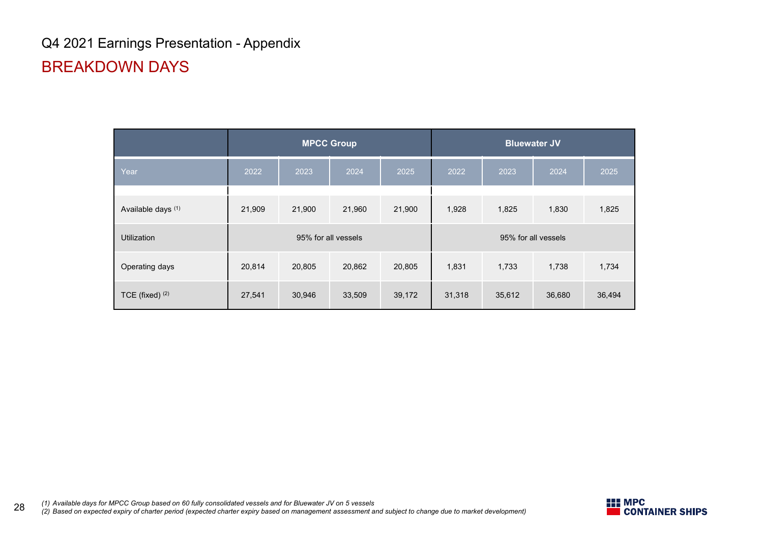Q4 2021 Earnings Presentation - Appendix

# BREAKDOWN DAYS

| | MPCC Group | | | | Bluewater JV | | | |
|---|---|---|---|---|---|---|---|---|
| Year | 2022 | 2023 | 2024 | 2025 | 2022 | 2023 | 2024 | 2025 |
| Available days (1) | 21,909 | 21,900 | 21,960 | 21,900 | 1,928 | 1,825 | 1,830 | 1,825 |
| Utilization | 95% for all vessels | | | | 95% for all vessels | | | |
| Operating days | 20,814 | 20,805 | 20,862 | 20,805 | 1,831 | 1,733 | 1,738 | 1,734 |
| TCE (fixed) (2) | 27,541 | 30,946 | 33,509 | 39,172 | 31,318 | 35,612 | 36,680 | 36,494 |

*(1) Available days for MPCC Group based on 60 fully consolidated vessels and for Bluewater JV on 5 vessels*
*(2) Based on expected expiry of charter period (expected charter expiry based on management assessment and subject to change due to market development)*